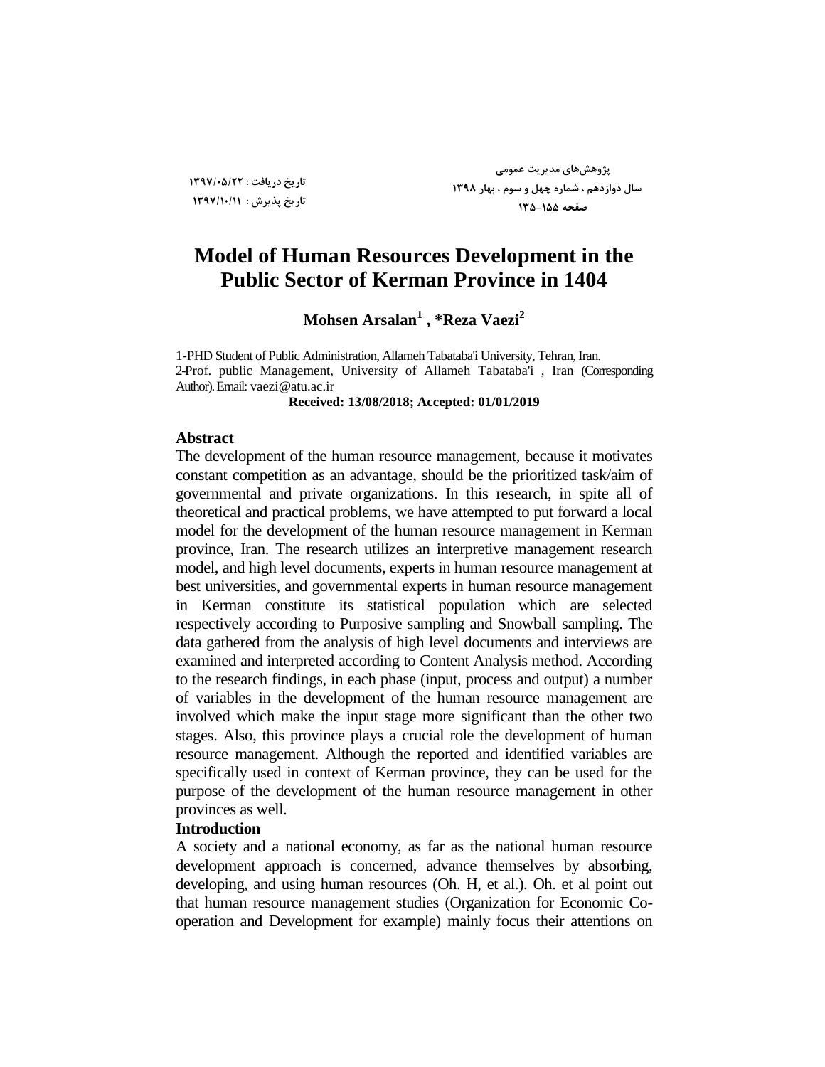# Model of Human Resources Development in the Public Sector of Kerman Province in 1404

**Mohsen Arsalan[1] , *Reza Vaezi[2]**

1-PHD Student of Public Administration, Allameh Tabataba'i University, Tehran, Iran.
2-Prof. public Management, University of Allameh Tabataba'i , Iran (Corresponding Author). Email: vaezi@atu.ac.ir

**Received: 13/08/2018; Accepted: 01/01/2019**

## Abstract

The development of the human resource management, because it motivates constant competition as an advantage, should be the prioritized task/aim of governmental and private organizations. In this research, in spite all of theoretical and practical problems, we have attempted to put forward a local model for the development of the human resource management in Kerman province, Iran. The research utilizes an interpretive management research model, and high level documents, experts in human resource management at best universities, and governmental experts in human resource management in Kerman constitute its statistical population which are selected respectively according to Purposive sampling and Snowball sampling. The data gathered from the analysis of high level documents and interviews are examined and interpreted according to Content Analysis method. According to the research findings, in each phase (input, process and output) a number of variables in the development of the human resource management are involved which make the input stage more significant than the other two stages. Also, this province plays a crucial role the development of human resource management. Although the reported and identified variables are specifically used in context of Kerman province, they can be used for the purpose of the development of the human resource management in other provinces as well.

## Introduction

A society and a national economy, as far as the national human resource development approach is concerned, advance themselves by absorbing, developing, and using human resources (Oh. H, et al.). Oh. et al point out that human resource management studies (Organization for Economic Co-operation and Development for example) mainly focus their attentions on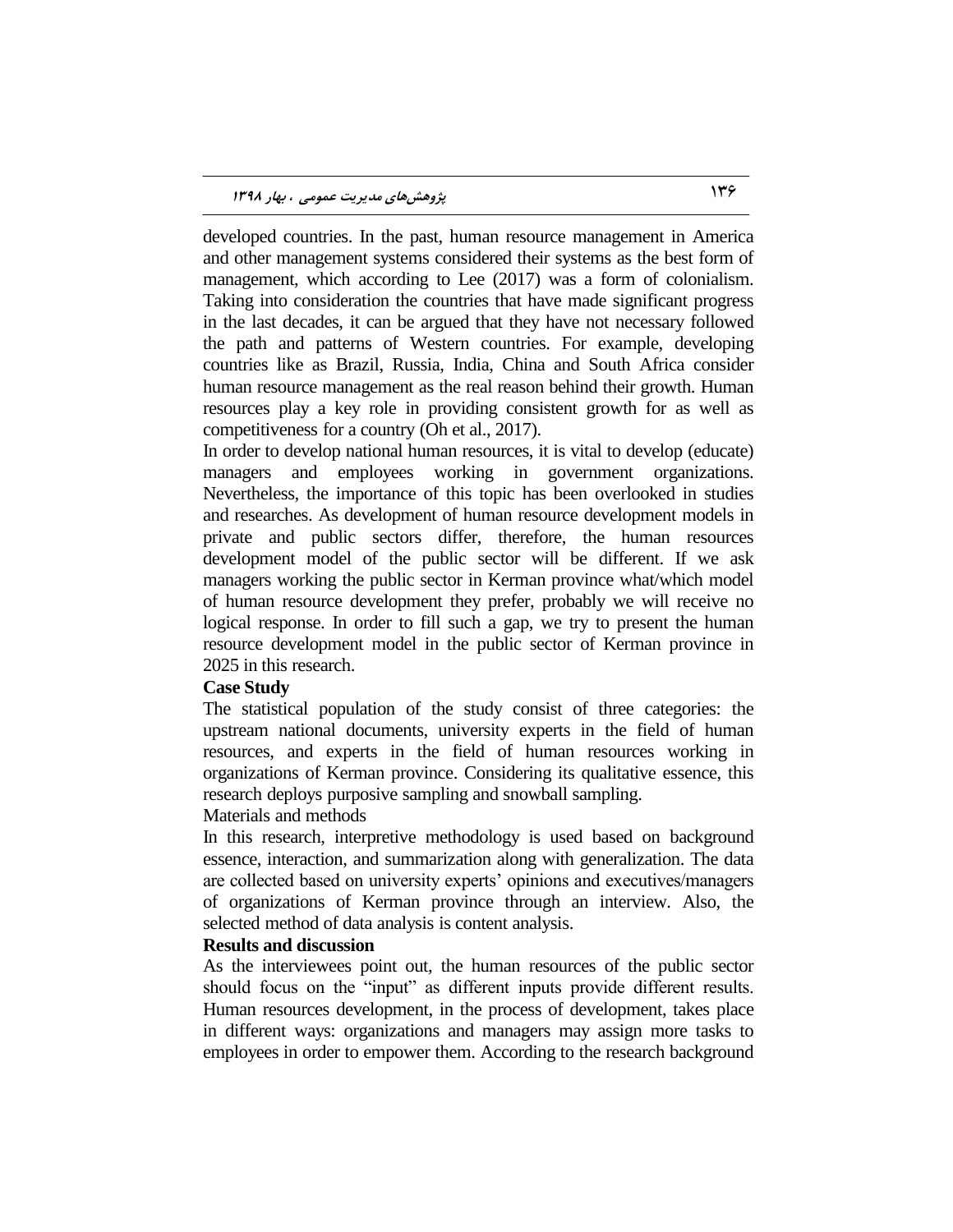developed countries. In the past, human resource management in America and other management systems considered their systems as the best form of management, which according to Lee (2017) was a form of colonialism. Taking into consideration the countries that have made significant progress in the last decades, it can be argued that they have not necessary followed the path and patterns of Western countries. For example, developing countries like as Brazil, Russia, India, China and South Africa consider human resource management as the real reason behind their growth. Human resources play a key role in providing consistent growth for as well as competitiveness for a country (Oh et al., 2017).

In order to develop national human resources, it is vital to develop (educate) managers and employees working in government organizations. Nevertheless, the importance of this topic has been overlooked in studies and researches. As development of human resource development models in private and public sectors differ, therefore, the human resources development model of the public sector will be different. If we ask managers working the public sector in Kerman province what/which model of human resource development they prefer, probably we will receive no logical response. In order to fill such a gap, we try to present the human resource development model in the public sector of Kerman province in 2025 in this research.

**Case Study**

The statistical population of the study consist of three categories: the upstream national documents, university experts in the field of human resources, and experts in the field of human resources working in organizations of Kerman province. Considering its qualitative essence, this research deploys purposive sampling and snowball sampling.

Materials and methods

In this research, interpretive methodology is used based on background essence, interaction, and summarization along with generalization. The data are collected based on university experts' opinions and executives/managers of organizations of Kerman province through an interview. Also, the selected method of data analysis is content analysis.

**Results and discussion**

As the interviewees point out, the human resources of the public sector should focus on the "input" as different inputs provide different results. Human resources development, in the process of development, takes place in different ways: organizations and managers may assign more tasks to employees in order to empower them. According to the research background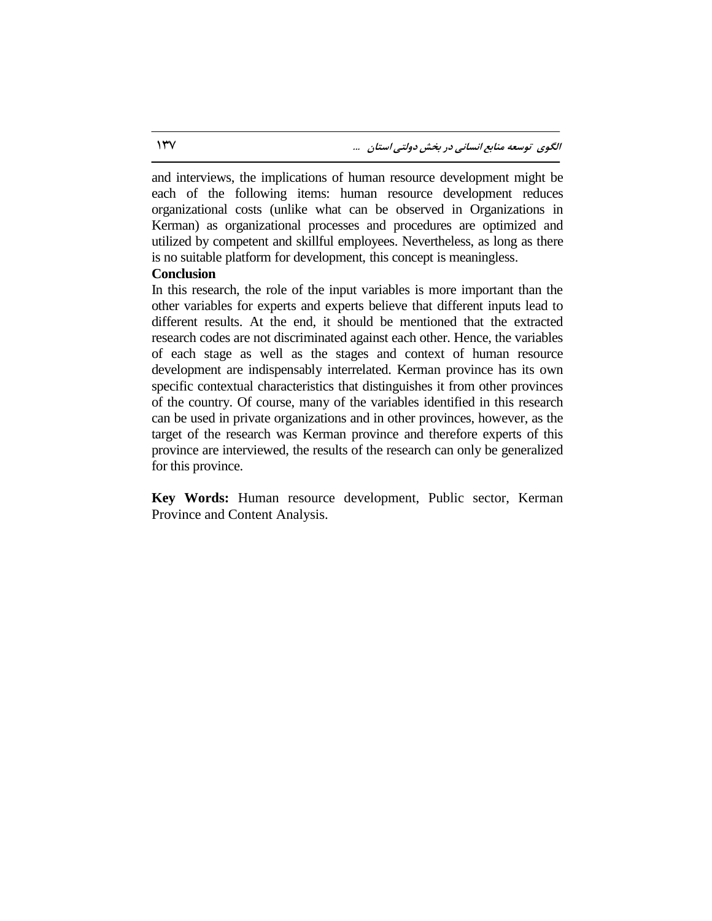and interviews, the implications of human resource development might be each of the following items: human resource development reduces organizational costs (unlike what can be observed in Organizations in Kerman) as organizational processes and procedures are optimized and utilized by competent and skillful employees. Nevertheless, as long as there is no suitable platform for development, this concept is meaningless.

**Conclusion**

In this research, the role of the input variables is more important than the other variables for experts and experts believe that different inputs lead to different results. At the end, it should be mentioned that the extracted research codes are not discriminated against each other. Hence, the variables of each stage as well as the stages and context of human resource development are indispensably interrelated. Kerman province has its own specific contextual characteristics that distinguishes it from other provinces of the country. Of course, many of the variables identified in this research can be used in private organizations and in other provinces, however, as the target of the research was Kerman province and therefore experts of this province are interviewed, the results of the research can only be generalized for this province.

**Key Words:** Human resource development, Public sector, Kerman Province and Content Analysis.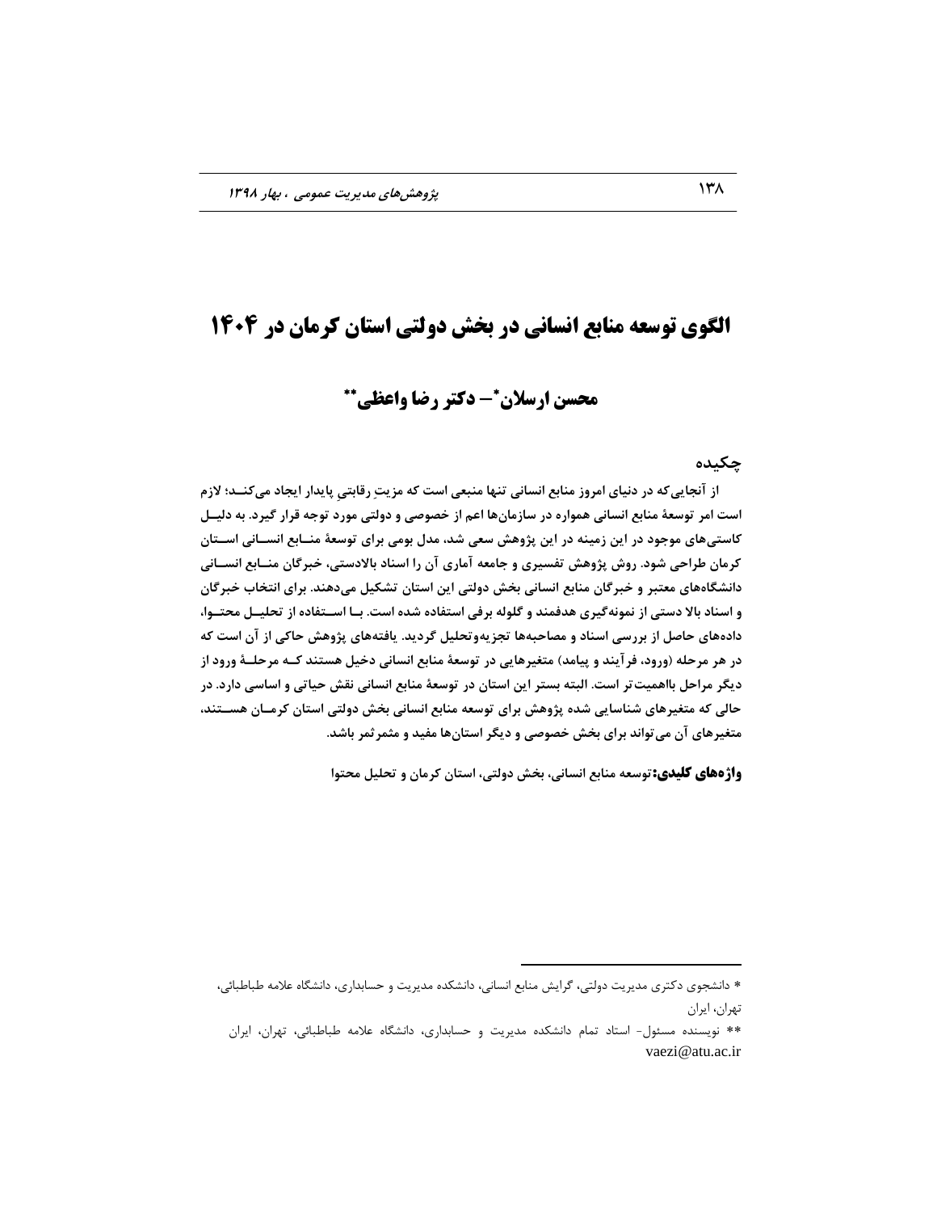# الگوی توسعه منابع انسانی در بخش دولتی استان کرمان در ۱۴۰۴

## محسن ارسلان* – دکتر رضا واعظی**

### چکیده

از آنجایی‌که در دنیای امروز منابع انسانی تنها منبعی است که مزیتِ رقابتیِ پایدار ایجاد می‌کنـد؛ لازم است امر توسعۀ منابع انسانی همواره در سازمان‌ها اعم از خصوصی و دولتی مورد توجه قرار گیرد. به دلیـل کاستی‌های موجود در این زمینه در این پژوهش سعی شد، مدل بومی برای توسعۀ منـابع انسـانی اسـتان کرمان طراحی شود. روش پژوهش تفسیری و جامعه آماری آن را اسناد بالادستی، خبرگان منـابع انسـانی دانشگاه‌های معتبر و خبرگان منابع انسانی بخش دولتی این استان تشکیل می‌دهند. برای انتخاب خبرگان و اسناد بالا دستی از نمونه‌گیری هدفمند و گلوله برفی استفاده شده است. بـا اسـتفاده از تحلیـل محتـوا، داده‌های حاصل از بررسی اسناد و مصاحبه‌ها تجزیه‌وتحلیل گردید. یافته‌های پژوهش حاکی از آن است که در هر مرحله (ورود، فرآیند و پیامد) متغیرهایی در توسعۀ منابع انسانی دخیل هستند کـه مرحلـۀ ورود از دیگر مراحل بااهمیت‌تر است. البته بستر این استان در توسعۀ منابع انسانی نقش حیاتی و اساسی دارد. در حالی که متغیرهای شناسایی شده پژوهش برای توسعه منابع انسانی بخش دولتی استان کرمـان هسـتند، متغیرهای آن می‌تواند برای بخش خصوصی و دیگر استان‌ها مفید و مثمرثمر باشد.

**واژه‌های کلیدی:** توسعه منابع انسانی، بخش دولتی، استان کرمان و تحلیل محتوا

---

* دانشجوی دکتری مدیریت دولتی، گرایش منابع انسانی، دانشکده مدیریت و حسابداری، دانشگاه علامه طباطبائی، تهران، ایران

** نویسنده مسئول- استاد تمام دانشکده مدیریت و حسابداری، دانشگاه علامه طباطبائی، تهران، ایران
vaezi@atu.ac.ir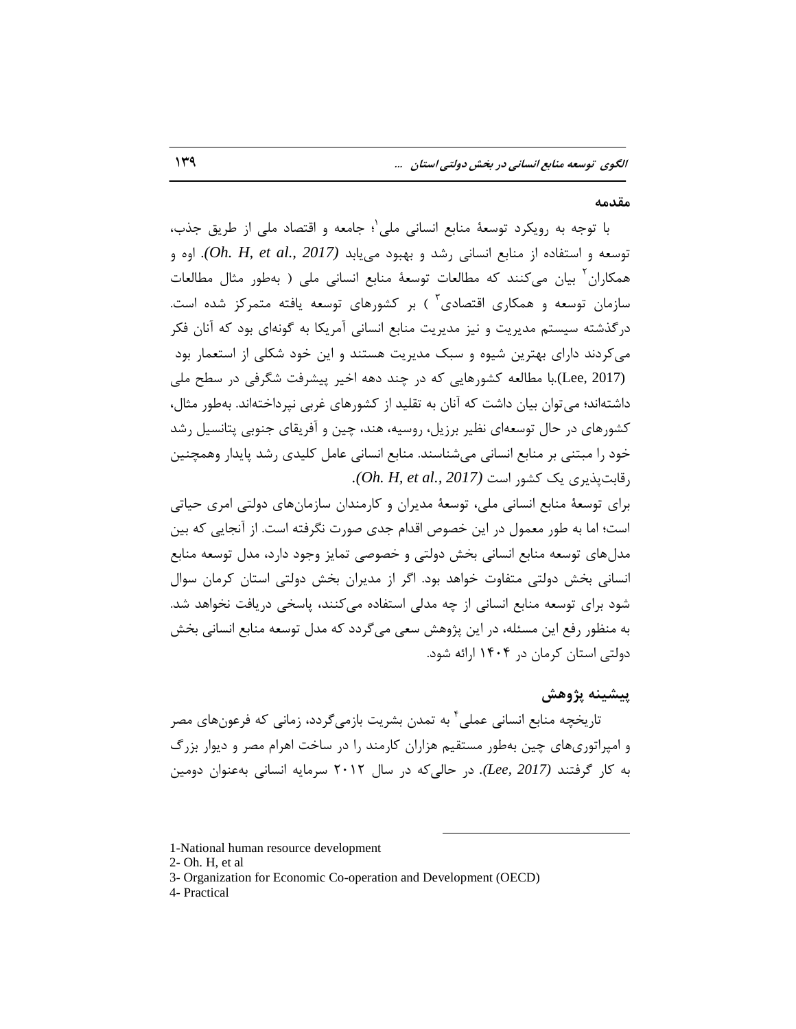## مقدمه

با توجه به رویکرد توسعۀ منابع انسانی ملی[1]؛ جامعه و اقتصاد ملی از طریق جذب، توسعه و استفاده از منابع انسانی رشد و بهبود می‌یابد *(Oh. H, et al., 2017)*. اوه و همکاران[2] بیان می‌کنند که مطالعات توسعۀ منابع انسانی ملی ( به‌طور مثال مطالعات سازمان توسعه و همکاری اقتصادی[3] ) بر کشورهای توسعه یافته متمرکز شده است. درگذشته سیستم مدیریت و نیز مدیریت منابع انسانی آمریکا به گونه‌ای بود که آنان فکر می‌کردند دارای بهترین شیوه و سبک مدیریت هستند و این خود شکلی از استعمار بود (Lee, 2017).با مطالعه کشورهایی که در چند دهه اخیر پیشرفت شگرفی در سطح ملی داشته‌اند؛ می‌توان بیان داشت که آنان به تقلید از کشورهای غربی نپرداخته‌اند. به‌طور مثال، کشورهای در حال توسعه‌ای نظیر برزیل، روسیه، هند، چین و آفریقای جنوبی پتانسیل رشد خود را مبتنی بر منابع انسانی می‌شناسند. منابع انسانی عامل کلیدی رشد پایدار وهمچنین رقابت‌پذیری یک کشور است *(Oh. H, et al., 2017)*.

برای توسعۀ منابع انسانی ملی، توسعۀ مدیران و کارمندان سازمان‌های دولتی امری حیاتی است؛ اما به طور معمول در این خصوص اقدام جدی صورت نگرفته است. از آنجایی که بین مدل‌های توسعه منابع انسانی بخش دولتی و خصوصی تمایز وجود دارد، مدل توسعه منابع انسانی بخش دولتی متفاوت خواهد بود. اگر از مدیران بخش دولتی استان کرمان سوال شود برای توسعه منابع انسانی از چه مدلی استفاده می‌کنند، پاسخی دریافت نخواهد شد. به منظور رفع این مسئله، در این پژوهش سعی می‌گردد که مدل توسعه منابع انسانی بخش دولتی استان کرمان در ۱۴۰۴ ارائه شود.

## پیشینه پژوهش

تاریخچه منابع انسانی عملی[4] به تمدن بشریت بازمی‌گردد، زمانی که فرعون‌های مصر و امپراتوری‌های چین به‌طور مستقیم هزاران کارمند را در ساخت اهرام مصر و دیوار بزرگ به کار گرفتند *(Lee, 2017)*. در حالی‌که در سال ۲۰۱۲ سرمایه انسانی به‌عنوان دومین

---

1-National human resource development

2- Oh. H, et al

3- Organization for Economic Co-operation and Development (OECD)

4- Practical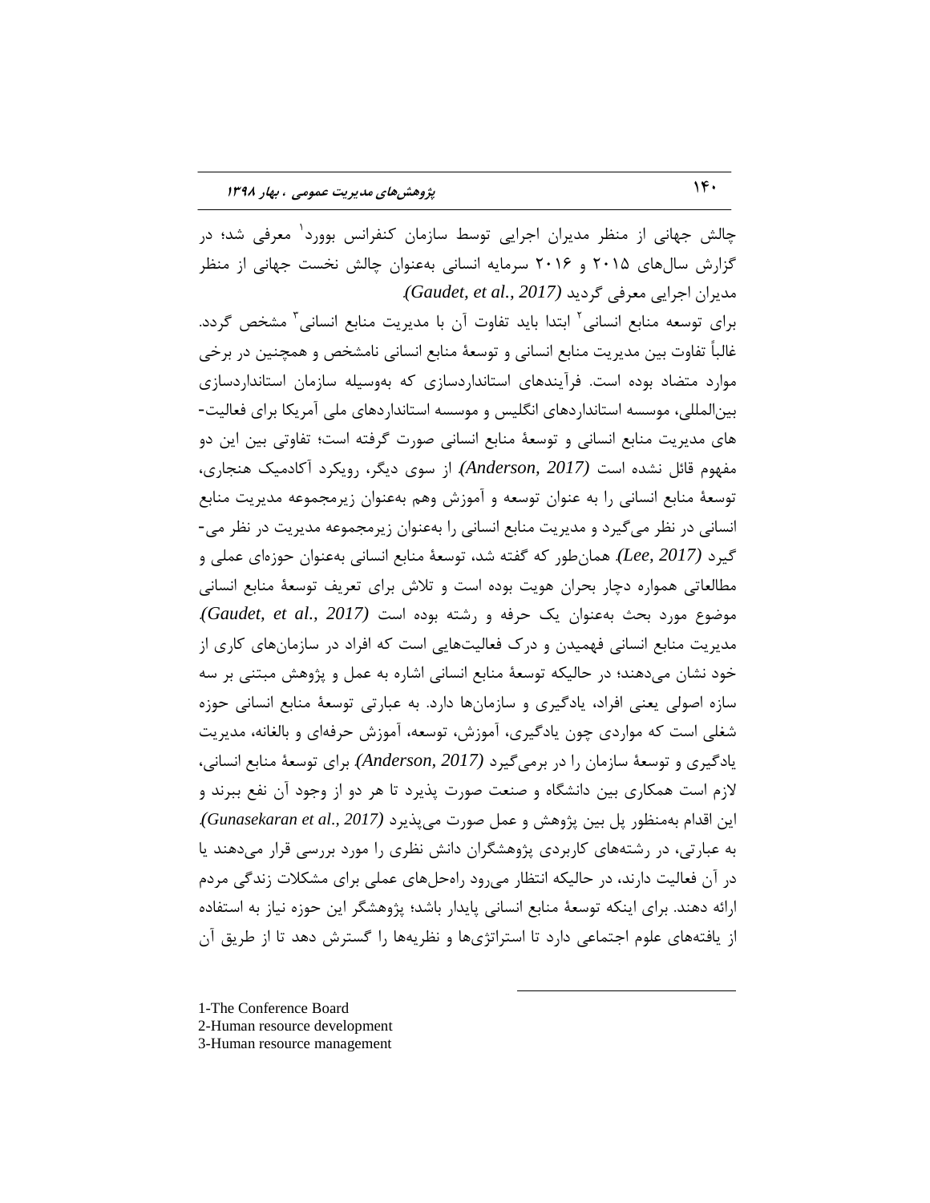چالش جهانی از منظر مدیران اجرایی توسط سازمان کنفرانس بوورد[1] معرفی شد؛ در گزارش سال‌های ۲۰۱۵ و ۲۰۱۶ سرمایه انسانی به‌عنوان چالش نخست جهانی از منظر مدیران اجرایی معرفی گردید *(Gaudet, et al., 2017)*.

برای توسعه منابع انسانی[2] ابتدا باید تفاوت آن با مدیریت منابع انسانی[3] مشخص گردد. غالباً تفاوت بین مدیریت منابع انسانی و توسعهٔ منابع انسانی نامشخص و همچنین در برخی موارد متضاد بوده است. فرآیندهای استانداردسازی که به‌وسیله سازمان استانداردسازی بین‌المللی، موسسه استانداردهای انگلیس و موسسه استانداردهای ملی آمریکا برای فعالیت‌های مدیریت منابع انسانی و توسعهٔ منابع انسانی صورت گرفته است؛ تفاوتی بین این دو مفهوم قائل نشده است *(Anderson, 2017)*. از سوی دیگر، رویکرد آکادمیک هنجاری، توسعهٔ منابع انسانی را به عنوان توسعه و آموزش وهم به‌عنوان زیرمجموعه مدیریت منابع انسانی در نظر می‌گیرد و مدیریت منابع انسانی را به‌عنوان زیرمجموعه مدیریت در نظر می‌گیرد *(Lee, 2017)*. همان‌طور که گفته شد، توسعهٔ منابع انسانی به‌عنوان حوزه‌ای عملی و مطالعاتی همواره دچار بحران هویت بوده است و تلاش برای تعریف توسعهٔ منابع انسانی موضوع مورد بحث به‌عنوان یک حرفه و رشته بوده است *(Gaudet, et al., 2017)*. مدیریت منابع انسانی فهمیدن و درک فعالیت‌هایی است که افراد در سازمان‌های کاری از خود نشان می‌دهند؛ در حالیکه توسعهٔ منابع انسانی اشاره به عمل و پژوهش مبتنی بر سه سازه اصولی یعنی افراد، یادگیری و سازمان‌ها دارد. به عبارتی توسعهٔ منابع انسانی حوزه شغلی است که مواردی چون یادگیری، آموزش، توسعه، آموزش حرفه‌ای و بالغانه، مدیریت یادگیری و توسعهٔ سازمان را در برمی‌گیرد *(Anderson, 2017)*. برای توسعهٔ منابع انسانی، لازم است همکاری بین دانشگاه و صنعت صورت پذیرد تا هر دو از وجود آن نفع ببرند و این اقدام به‌منظور پل بین پژوهش و عمل صورت می‌پذیرد *(Gunasekaran et al., 2017)*. به عبارتی، در رشته‌های کاربردی پژوهشگران دانش نظری را مورد بررسی قرار می‌دهند یا در آن فعالیت دارند، در حالیکه انتظار می‌رود راه‌حل‌های عملی برای مشکلات زندگی مردم ارائه دهند. برای اینکه توسعهٔ منابع انسانی پایدار باشد؛ پژوهشگر این حوزه نیاز به استفاده از یافته‌های علوم اجتماعی دارد تا استراتژی‌ها و نظریه‌ها را گسترش دهد تا از طریق آن

---

1-The Conference Board
2-Human resource development
3-Human resource management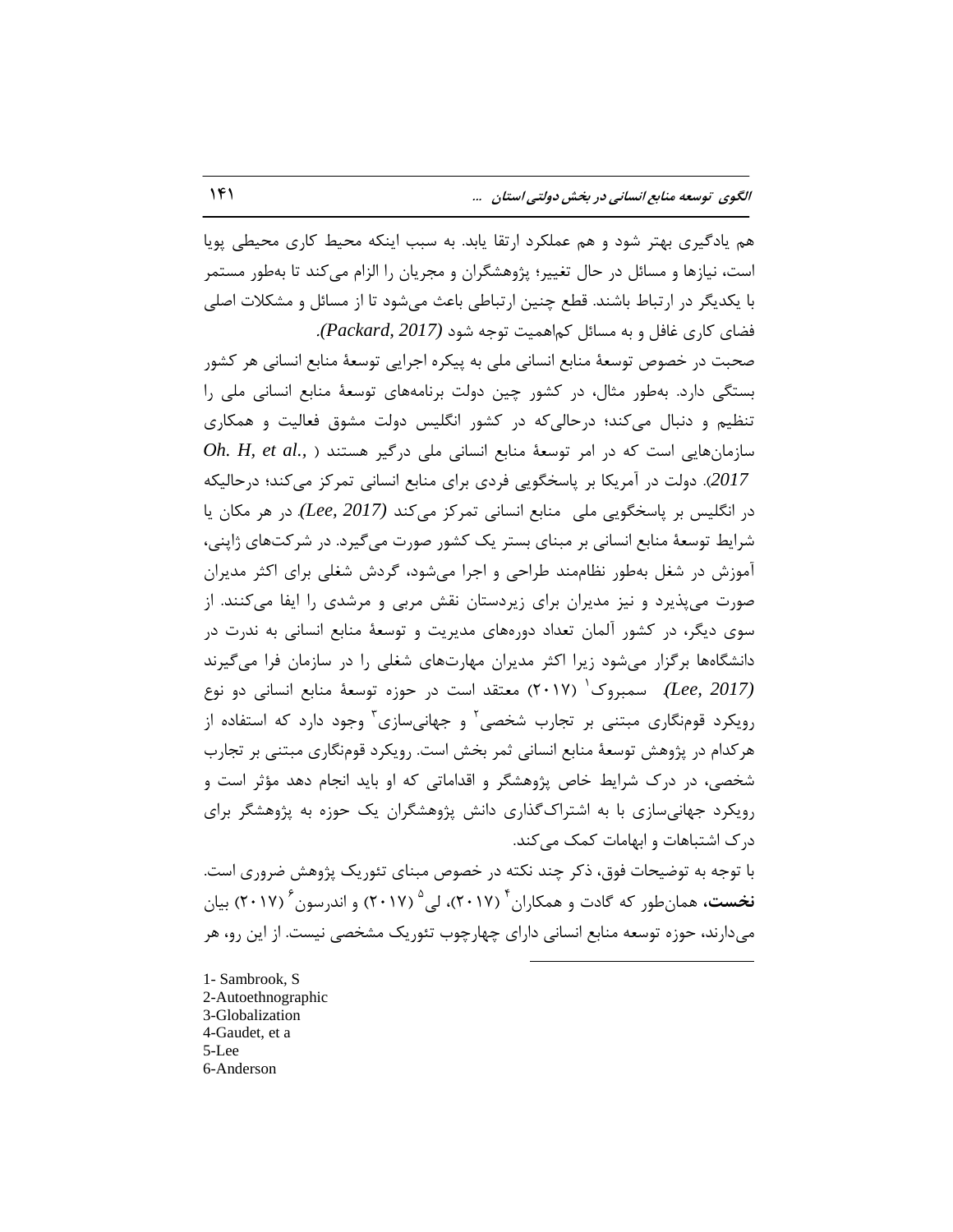هم یادگیری بهتر شود و هم عملکرد ارتقا یابد. به سبب اینکه محیط کاری محیطی پویا است، نیازها و مسائل در حال تغییر؛ پژوهشگران و مجریان را الزام می‌کند تا به‌طور مستمر با یکدیگر در ارتباط باشند. قطع چنین ارتباطی باعث می‌شود تا از مسائل و مشکلات اصلی فضای کاری غافل و به مسائل کم‌اهمیت توجه شود *(Packard, 2017)*.

صحبت در خصوص توسعهٔ منابع انسانی ملی به پیکره اجرایی توسعهٔ منابع انسانی هر کشور بستگی دارد. به‌طور مثال، در کشور چین دولت برنامه‌های توسعهٔ منابع انسانی ملی را تنظیم و دنبال می‌کند؛ درحالی‌که در کشور انگلیس دولت مشوق فعالیت و همکاری سازمان‌هایی است که در امر توسعهٔ منابع انسانی ملی درگیر هستند ( *Oh. H, et al., 2017*). دولت در آمریکا بر پاسخگویی فردی برای منابع انسانی تمرکز می‌کند؛ درحالیکه در انگلیس بر پاسخگویی ملی منابع انسانی تمرکز می‌کند *(Lee, 2017)*. در هر مکان یا شرایط توسعهٔ منابع انسانی بر مبنای بستر یک کشور صورت می‌گیرد. در شرکت‌های ژاپنی، آموزش در شغل به‌طور نظام‌مند طراحی و اجرا می‌شود، گردش شغلی برای اکثر مدیران صورت می‌پذیرد و نیز مدیران برای زیردستان نقش مربی و مرشدی را ایفا می‌کنند. از سوی دیگر، در کشور آلمان تعداد دوره‌های مدیریت و توسعهٔ منابع انسانی به ندرت در دانشگاه‌ها برگزار می‌شود زیرا اکثر مدیران مهارت‌های شغلی را در سازمان فرا می‌گیرند *(Lee, 2017)*. سمبروک[1] (۲۰۱۷) معتقد است در حوزه توسعهٔ منابع انسانی دو نوع رویکرد قوم‌نگاری مبتنی بر تجارب شخصی[2] و جهانی‌سازی[3] وجود دارد که استفاده از هرکدام در پژوهش توسعهٔ منابع انسانی ثمر بخش است. رویکرد قوم‌نگاری مبتنی بر تجارب شخصی، در درک شرایط خاص پژوهشگر و اقداماتی که او باید انجام دهد مؤثر است و رویکرد جهانی‌سازی با به اشتراک‌گذاری دانش پژوهشگران یک حوزه به پژوهشگر برای درک اشتباهات و ابهامات کمک می‌کند.

با توجه به توضیحات فوق، ذکر چند نکته در خصوص مبنای تئوریک پژوهش ضروری است. **نخست،** همان‌طور که گادت و همکاران[4] (۲۰۱۷)، لی[5] (۲۰۱۷) و اندرسون[6] (۲۰۱۷) بیان می‌دارند، حوزه توسعه منابع انسانی دارای چهارچوب تئوریک مشخصی نیست. از این رو، هر

---

1- Sambrook, S
2-Autoethnographic
3-Globalization
4-Gaudet, et a
5-Lee
6-Anderson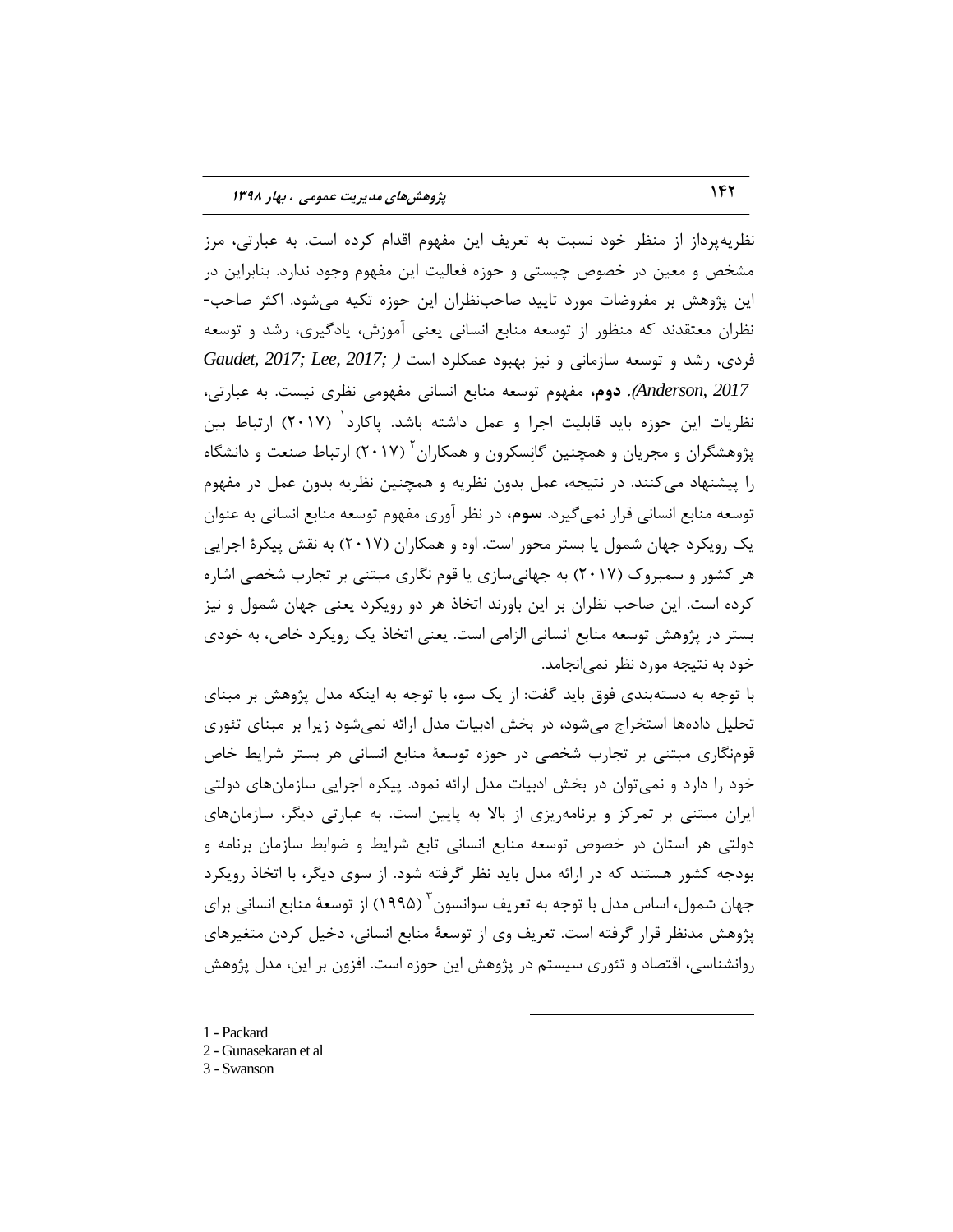نظریه‌پرداز از منظر خود نسبت به تعریف این مفهوم اقدام کرده است. به عبارتی، مرز مشخص و معین در خصوص چیستی و حوزه فعالیت این مفهوم وجود ندارد. بنابراین در این پژوهش بر مفروضات مورد تایید صاحب‌نظران این حوزه تکیه می‌شود. اکثر صاحب-نظران معتقدند که منظور از توسعه منابع انسانی یعنی آموزش، یادگیری، رشد و توسعه فردی، رشد و توسعه سازمانی و نیز بهبود عملکرد است (*Gaudet, 2017; Lee, 2017; Anderson, 2017*). **دوم،** مفهوم توسعه منابع انسانی مفهومی نظری نیست. به عبارتی، نظریات این حوزه باید قابلیت اجرا و عمل داشته باشد. پاکارد[1] (۲۰۱۷) ارتباط بین پژوهشگران و مجریان و همچنین گانِسکرون و همکاران[2] (۲۰۱۷) ارتباط صنعت و دانشگاه را پیشنهاد می‌کنند. در نتیجه، عمل بدون نظریه و همچنین نظریه بدون عمل در مفهوم توسعه منابع انسانی قرار نمی‌گیرد. **سوم،** در نظر آوری مفهوم توسعه منابع انسانی به عنوان یک رویکرد جهان شمول یا بستر محور است. اوه و همکاران (۲۰۱۷) به نقش پیکرۀ اجرایی هر کشور و سمبروک (۲۰۱۷) به جهانی‌سازی یا قوم نگاری مبتنی بر تجارب شخصی اشاره کرده است. این صاحب نظران بر این باورند اتخاذ هر دو رویکرد یعنی جهان شمول و نیز بستر در پژوهش توسعه منابع انسانی الزامی است. یعنی اتخاذ یک رویکرد خاص، به خودی خود به نتیجه مورد نظر نمی‌انجامد.

با توجه به دسته‌بندی فوق باید گفت: از یک سو، با توجه به اینکه مدل پژوهش بر مبنای تحلیل داده‌ها استخراج می‌شود، در بخش ادبیات مدل ارائه نمی‌شود زیرا بر مبنای تئوری قوم‌نگاری مبتنی بر تجارب شخصی در حوزه توسعۀ منابع انسانی هر بستر شرایط خاص خود را دارد و نمی‌توان در بخش ادبیات مدل ارائه نمود. پیکره اجرایی سازمان‌های دولتی ایران مبتنی بر تمرکز و برنامه‌ریزی از بالا به پایین است. به عبارتی دیگر، سازمان‌های دولتی هر استان در خصوص توسعه منابع انسانی تابع شرایط و ضوابط سازمان برنامه و بودجه کشور هستند که در ارائه مدل باید نظر گرفته شود. از سوی دیگر، با اتخاذ رویکرد جهان شمول، اساس مدل با توجه به تعریف سوانسون[3] (۱۹۹۵) از توسعۀ منابع انسانی برای پژوهش مدنظر قرار گرفته است. تعریف وی از توسعۀ منابع انسانی، دخیل کردن متغیرهای روانشناسی، اقتصاد و تئوری سیستم در پژوهش این حوزه است. افزون بر این، مدل پژوهش

---

1 - Packard
2 - Gunasekaran et al
3 - Swanson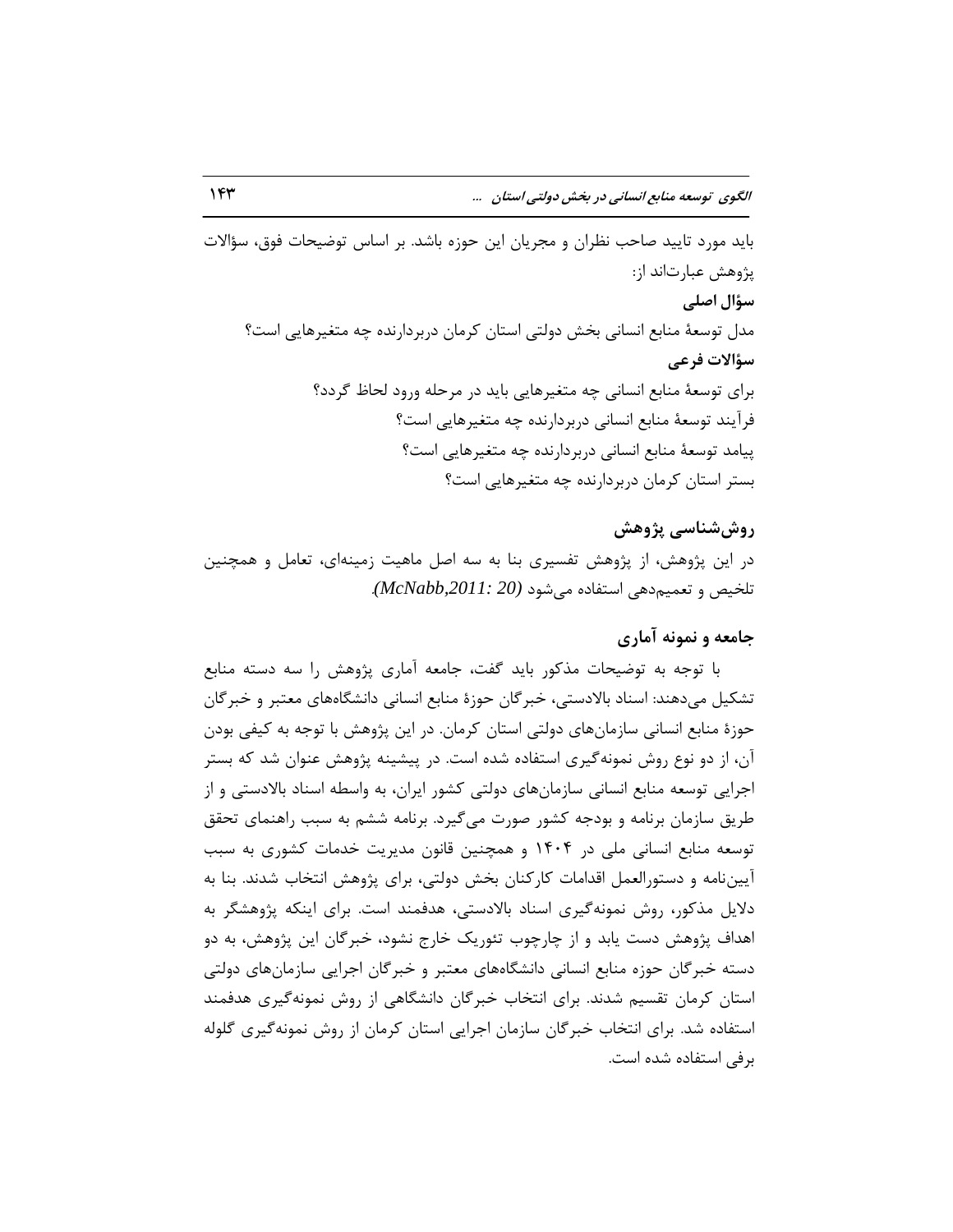باید مورد تایید صاحب نظران و مجریان این حوزه باشد. بر اساس توضیحات فوق، سؤالات پژوهش عبارت‌اند از:

**سؤال اصلی**

مدل توسعهٔ منابع انسانی بخش دولتی استان کرمان دربردارنده چه متغیرهایی است؟

**سؤالات فرعی**

برای توسعهٔ منابع انسانی چه متغیرهایی باید در مرحله ورود لحاظ گردد؟

فرآیند توسعهٔ منابع انسانی دربردارنده چه متغیرهایی است؟

پیامد توسعهٔ منابع انسانی دربردارنده چه متغیرهایی است؟

بستر استان کرمان دربردارنده چه متغیرهایی است؟

## روش‌شناسی پژوهش

در این پژوهش، از پژوهش تفسیری بنا به سه اصل ماهیت زمینه‌ای، تعامل و همچنین تلخیص و تعمیم‌دهی استفاده می‌شود *(McNabb,2011: 20)*.

## جامعه و نمونه آماری

با توجه به توضیحات مذکور باید گفت، جامعه آماری پژوهش را سه دسته منابع تشکیل می‌دهند: اسناد بالادستی، خبرگان حوزهٔ منابع انسانی دانشگاه‌های معتبر و خبرگان حوزهٔ منابع انسانی سازمان‌های دولتی استان کرمان. در این پژوهش با توجه به کیفی بودن آن، از دو نوع روش نمونه‌گیری استفاده شده است. در پیشینه پژوهش عنوان شد که بستر اجرایی توسعه منابع انسانی سازمان‌های دولتی کشور ایران، به واسطه اسناد بالادستی و از طریق سازمان برنامه و بودجه کشور صورت می‌گیرد. برنامه ششم به سبب راهنمای تحقق توسعه منابع انسانی ملی در ۱۴۰۴ و همچنین قانون مدیریت خدمات کشوری به سبب آیین‌نامه و دستورالعمل اقدامات کارکنان بخش دولتی، برای پژوهش انتخاب شدند. بنا به دلایل مذکور، روش نمونه‌گیری اسناد بالادستی، هدفمند است. برای اینکه پژوهشگر به اهداف پژوهش دست یابد و از چارچوب تئوریک خارج نشود، خبرگان این پژوهش، به دو دسته خبرگان حوزه منابع انسانی دانشگاه‌های معتبر و خبرگان اجرایی سازمان‌های دولتی استان کرمان تقسیم شدند. برای انتخاب خبرگان دانشگاهی از روش نمونه‌گیری هدفمند استفاده شد. برای انتخاب خبرگان سازمان اجرایی استان کرمان از روش نمونه‌گیری گلوله برفی استفاده شده است.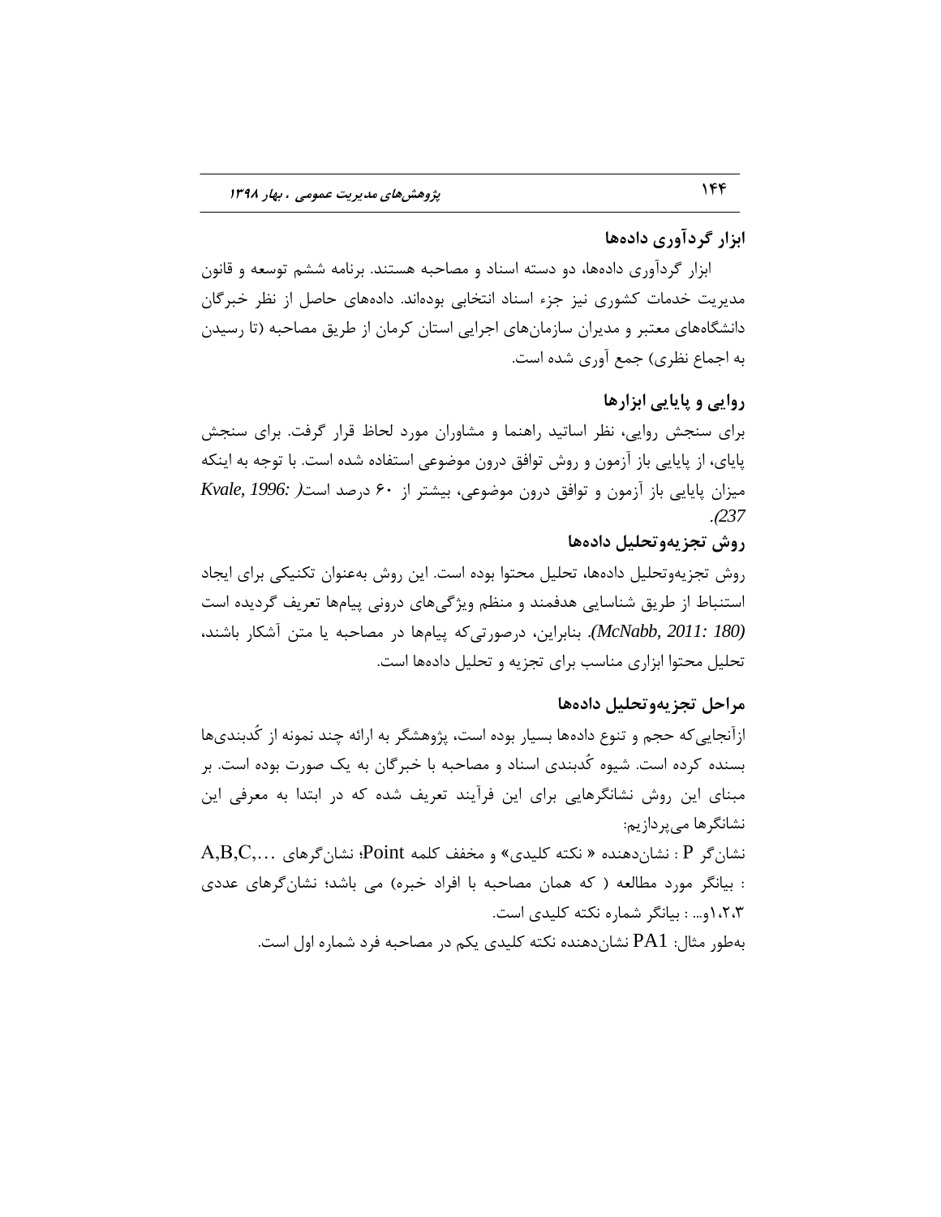### ابزار گردآوری داده‌ها

ابزار گردآوری داده‌ها، دو دسته اسناد و مصاحبه هستند. برنامه ششم توسعه و قانون مدیریت خدمات کشوری نیز جزء اسناد انتخابی بوده‌اند. داده‌های حاصل از نظر خبرگان دانشگاه‌های معتبر و مدیران سازمان‌های اجرایی استان کرمان از طریق مصاحبه (تا رسیدن به اجماع نظری) جمع آوری شده است.

### روایی و پایایی ابزارها

برای سنجش روایی، نظر اساتید راهنما و مشاوران مورد لحاظ قرار گرفت. برای سنجش پایای، از پایایی باز آزمون و روش توافق درون موضوعی استفاده شده است. با توجه به اینکه میزان پایایی باز آزمون و توافق درون موضوعی، بیشتر از ۶۰ درصد است( *Kvale, 1996: 237*).

### روش تجزیه‌وتحلیل داده‌ها

روش تجزیه‌وتحلیل داده‌ها، تحلیل محتوا بوده است. این روش به‌عنوان تکنیکی برای ایجاد استنباط از طریق شناسایی هدفمند و منظم ویژگی‌های درونی پیام‌ها تعریف گردیده است *(McNabb, 2011: 180)*. بنابراین، درصورتی‌که پیام‌ها در مصاحبه یا متن آشکار باشند، تحلیل محتوا ابزاری مناسب برای تجزیه و تحلیل داده‌ها است.

### مراحل تجزیه‌وتحلیل داده‌ها

ازآنجایی‌که حجم و تنوع داده‌ها بسیار بوده است، پژوهشگر به ارائه چند نمونه از کُدبندی‌ها بسنده کرده است. شیوه کُدبندی اسناد و مصاحبه با خبرگان به یک صورت بوده است. بر مبنای این روش نشانگرهایی برای این فرآیند تعریف شده که در ابتدا به معرفی این نشانگرها می‌پردازیم:

نشان‌گر P : نشان‌دهنده « نکته کلیدی» و مخفف کلمه Point؛ نشان‌گرهای A,B,C,… : بیانگر مورد مطالعه ( که همان مصاحبه با افراد خبره) می باشد؛ نشان‌گرهای عددی ۱،۲،۳و... : بیانگر شماره نکته کلیدی است.

به‌طور مثال: PA1 نشان‌دهنده نکته کلیدی یکم در مصاحبه فرد شماره اول است.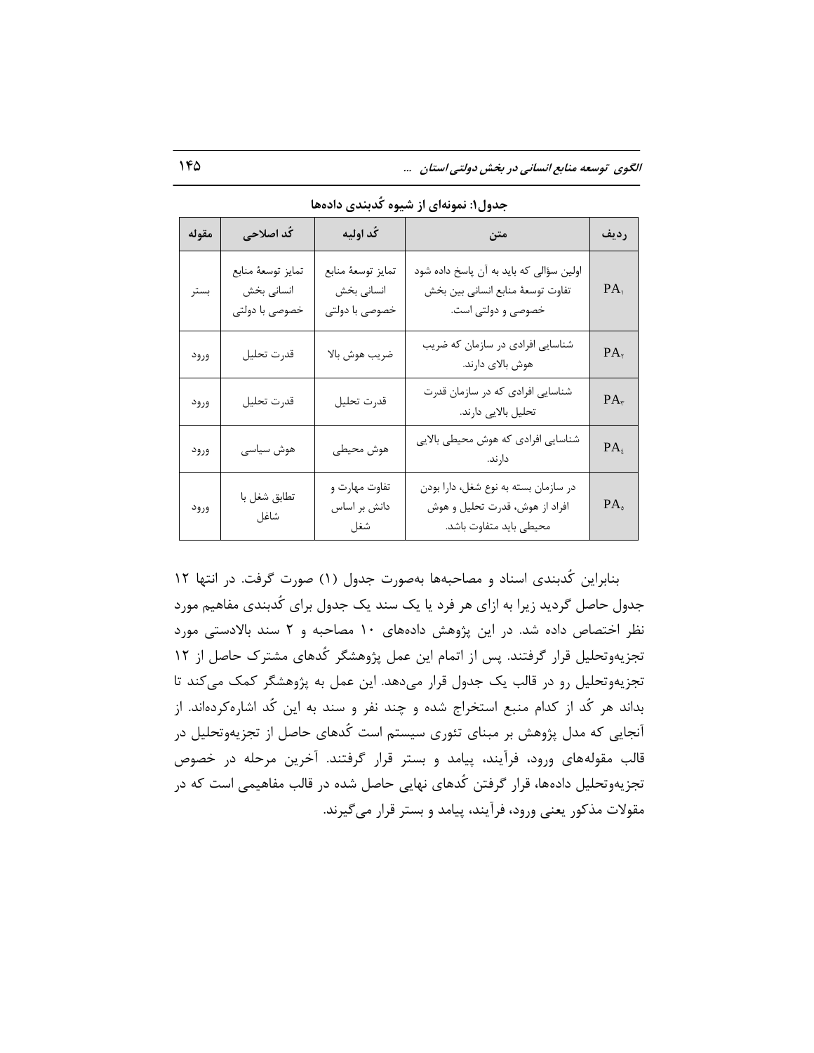**جدول۱: نمونه‌ای از شیوه کُدبندی داده‌ها**

| ردیف | متن | کُد اولیه | کُد اصلاحی | مقوله |
|---|---|---|---|---|
| $PA_1$ | اولین سؤالی که باید به آن پاسخ داده شود تفاوت توسعهٔ منابع انسانی بین بخش خصوصی و دولتی است. | تمایز توسعهٔ منابع انسانی بخش خصوصی با دولتی | تمایز توسعهٔ منابع انسانی بخش خصوصی با دولتی | بستر |
| $PA_2$ | شناسایی افرادی در سازمان که ضریب هوش بالای دارند. | ضریب هوش بالا | قدرت تحلیل | ورود |
| $PA_3$ | شناسایی افرادی که در سازمان قدرت تحلیل بالایی دارند. | قدرت تحلیل | قدرت تحلیل | ورود |
| $PA_4$ | شناسایی افرادی که هوش محیطی بالایی دارند. | هوش محیطی | هوش سیاسی | ورود |
| $PA_5$ | در سازمان بسته به نوع شغل، دارا بودن افراد از هوش، قدرت تحلیل و هوش محیطی باید متفاوت باشد. | تفاوت مهارت و دانش بر اساس شغل | تطابق شغل با شاغل | ورود |

بنابراین کُدبندی اسناد و مصاحبه‌ها به‌صورت جدول (۱) صورت گرفت. در انتها ۱۲ جدول حاصل گردید زیرا به ازای هر فرد یا یک سند یک جدول برای کُدبندی مفاهیم مورد نظر اختصاص داده شد. در این پژوهش داده‌های ۱۰ مصاحبه و ۲ سند بالادستی مورد تجزیه‌وتحلیل قرار گرفتند. پس از اتمام این عمل پژوهشگر کُدهای مشترک حاصل از ۱۲ تجزیه‌وتحلیل رو در قالب یک جدول قرار می‌دهد. این عمل به پژوهشگر کمک می‌کند تا بداند هر کُد از کدام منبع استخراج شده و چند نفر و سند به این کُد اشاره‌کرده‌اند. از آنجایی که مدل پژوهش بر مبنای تئوری سیستم است کُدهای حاصل از تجزیه‌وتحلیل در قالب مقوله‌های ورود، فرآیند، پیامد و بستر قرار گرفتند. آخرین مرحله در خصوص تجزیه‌وتحلیل داده‌ها، قرار گرفتن کُدهای نهایی حاصل شده در قالب مفاهیمی است که در مقولات مذکور یعنی ورود، فرآیند، پیامد و بستر قرار می‌گیرند.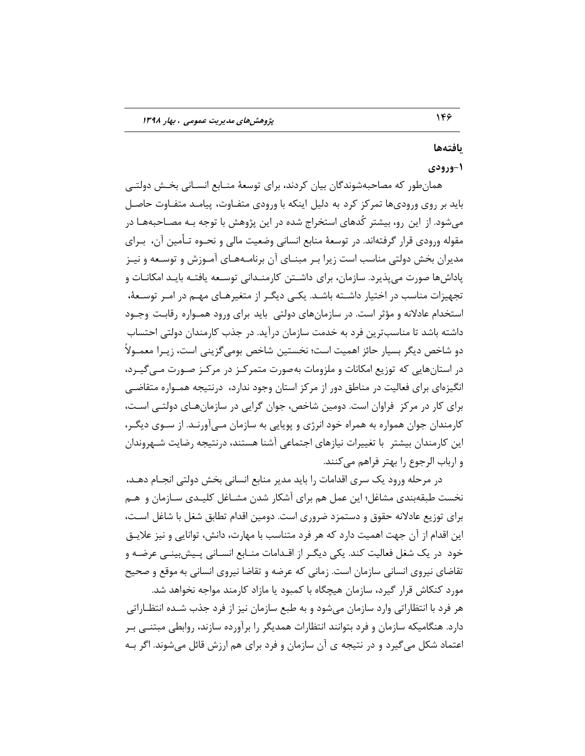## یافته‌ها

### ۱-ورودی

همان‌طور که مصاحبه‌شوندگان بیان کردند، برای توسعهٔ منابع انسانی بخش دولتی باید بر روی ورودی‌ها تمرکز کرد به دلیل اینکه با ورودی متفاوت، پیامد متفاوت حاصل می‌شود. از این رو، بیشتر کُدهای استخراج شده در این پژوهش با توجه به مصاحبه‌ها در مقوله ورودی قرار گرفته‌اند. در توسعهٔ منابع انسانی وضعیت مالی و نحوه تأمین آن، برای مدیران بخش دولتی مناسب است زیرا بر مبنای آن برنامه‌های آموزش و توسعه و نیز پاداش‌ها صورت می‌پذیرد. سازمان، برای داشتن کارمندانی توسعه یافته باید امکانات و تجهیزات مناسب در اختیار داشته باشد. یکی دیگر از متغیرهای مهم در امر توسعهٔ، استخدام عادلانه و مؤثر است. در سازمان‌های دولتی باید برای ورود همواره رقابت وجود داشته باشد تا مناسب‌ترین فرد به خدمت سازمان درآید. در جذب کارمندان دولتی احتساب دو شاخص دیگر بسیار حائز اهمیت است؛ نخستین شاخص بومی‌گزینی است، زیرا معمولاً در استان‌هایی که توزیع امکانات و ملزومات به‌صورت متمرکز در مرکز صورت می‌گیرد، انگیزه‌ای برای فعالیت در مناطق دور از مرکز استان وجود ندارد، درنتیجه همواره متقاضی برای کار در مرکز فراوان است. دومین شاخص، جوان گرایی در سازمان‌های دولتی است، کارمندان جوان همواره به همراه خود انرژی و پویایی به سازمان می‌آورند. از سوی دیگر، این کارمندان بیشتر با تغییرات نیازهای اجتماعی آشنا هستند، درنتیجه رضایت شهروندان و ارباب الرجوع را بهتر فراهم می‌کنند.

در مرحله ورود یک سری اقدامات را باید مدیر منابع انسانی بخش دولتی انجام دهد، نخست طبقه‌بندی مشاغل؛ این عمل هم برای آشکار شدن مشاغل کلیدی سازمان و هم برای توزیع عادلانه حقوق و دستمزد ضروری است. دومین اقدام تطابق شغل با شاغل است، این اقدام از آن جهت اهمیت دارد که هر فرد متناسب با مهارت، دانش، توانایی و نیز علایق خود در یک شغل فعالیت کند. یکی دیگر از اقدامات منابع انسانی پیش‌بینی عرضه و تقاضای نیروی انسانی سازمان است. زمانی که عرضه و تقاضا نیروی انسانی به موقع و صحیح مورد کنکاش قرار گیرد، سازمان هیچگاه با کمبود یا مازاد کارمند مواجه نخواهد شد.

هر فرد با انتظاراتی وارد سازمان می‌شود و به طبع سازمان نیز از فرد جذب شده انتظاراتی دارد. هنگامیکه سازمان و فرد بتوانند انتظارات همدیگر را برآورده سازند، روابطی مبتنی بر اعتماد شکل می‌گیرد و در نتیجه ی آن سازمان و فرد برای هم ارزش قائل می‌شوند. اگر به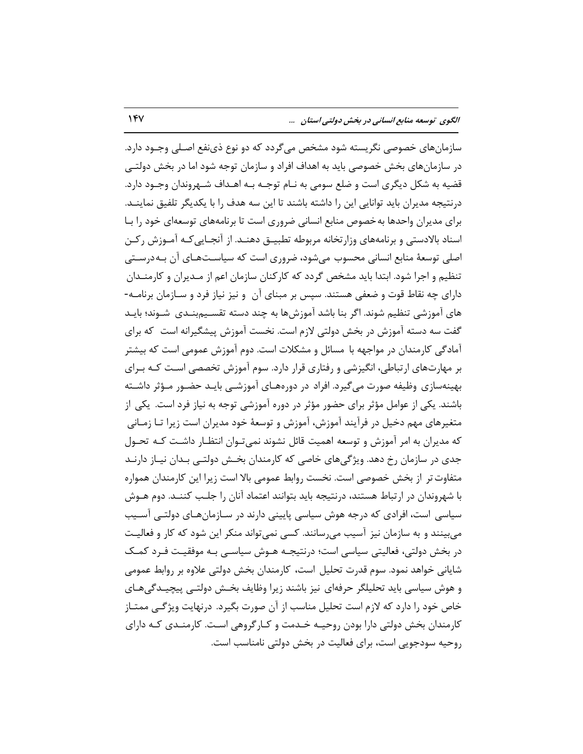سازمان‌های خصوصی نگریسته شود مشخص می‌گردد که دو نوع ذی‌نفع اصلی وجود دارد. در سازمان‌های بخش خصوصی باید به اهداف افراد و سازمان توجه شود اما در بخش دولتی قضیه به شکل دیگری است و ضلع سومی به نام توجه به اهداف شهروندان وجود دارد. درنتیجه مدیران باید توانایی این را داشته باشند تا این سه هدف را با یکدیگر تلفیق نمایند. برای مدیران واحدها به‌خصوص منابع انسانی ضروری است تا برنامه‌های توسعه‌ای خود را با اسناد بالادستی و برنامه‌های وزارتخانه مربوطه تطبیق دهند. از آنجایی‌که آموزش رکن اصلی توسعهٔ منابع انسانی محسوب می‌شود، ضروری است که سیاست‌های آن به‌درستی تنظیم و اجرا شود. ابتدا باید مشخص گردد که کارکنان سازمان اعم از مدیران و کارمندان دارای چه نقاط قوت و ضعفی هستند. سپس بر مبنای آن و نیز نیاز فرد و سازمان برنامه-های آموزشی تنظیم شوند. اگر بنا باشد آموزش‌ها به چند دسته تقسیم‌بندی شوند؛ باید گفت سه دسته آموزش در بخش دولتی لازم است. نخست آموزش پیشگیرانه است که برای آمادگی کارمندان در مواجهه با مسائل و مشکلات است. دوم آموزش عمومی است که بیشتر بر مهارت‌های ارتباطی، انگیزشی و رفتاری قرار دارد. سوم آموزش تخصصی است که برای بهینه‌سازی وظیفه صورت می‌گیرد. افراد در دوره‌های آموزشی باید حضور مؤثر داشته باشند. یکی از عوامل مؤثر برای حضور مؤثر در دوره آموزشی توجه به نیاز فرد است. یکی از متغیرهای مهم دخیل در فرآیند آموزش، آموزش و توسعهٔ خود مدیران است زیرا تا زمانی که مدیران به امر آموزش و توسعه اهمیت قائل نشوند نمی‌توان انتظار داشت که تحول جدی در سازمان رخ دهد. ویژگی‌های خاصی که کارمندان بخش دولتی بدان نیاز دارند متفاوت‌تر از بخش خصوصی است. نخست روابط عمومی بالا است زیرا این کارمندان همواره با شهروندان در ارتباط هستند، درنتیجه باید بتوانند اعتماد آنان را جلب کنند. دوم هوش سیاسی است، افرادی که درجه هوش سیاسی پایینی دارند در سازمان‌های دولتی آسیب می‌بینند و به سازمان نیز آسیب می‌رسانند. کسی نمی‌تواند منکر این شود که کار و فعالیت در بخش دولتی، فعالیتی سیاسی است؛ درنتیجه هوش سیاسی به موفقیت فرد کمک شایانی خواهد نمود. سوم قدرت تحلیل است، کارمندان بخش دولتی علاوه بر روابط عمومی و هوش سیاسی باید تحلیلگر حرفه‌ای نیز باشند زیرا وظایف بخش دولتی پیچیدگی‌های خاص خود را دارد که لازم است تحلیل مناسب از آن صورت بگیرد. درنهایت ویژگی ممتاز کارمندان بخش دولتی دارا بودن روحیه خدمت و کارگروهی است. کارمندی که دارای روحیه سودجویی است، برای فعالیت در بخش دولتی نامناسب است.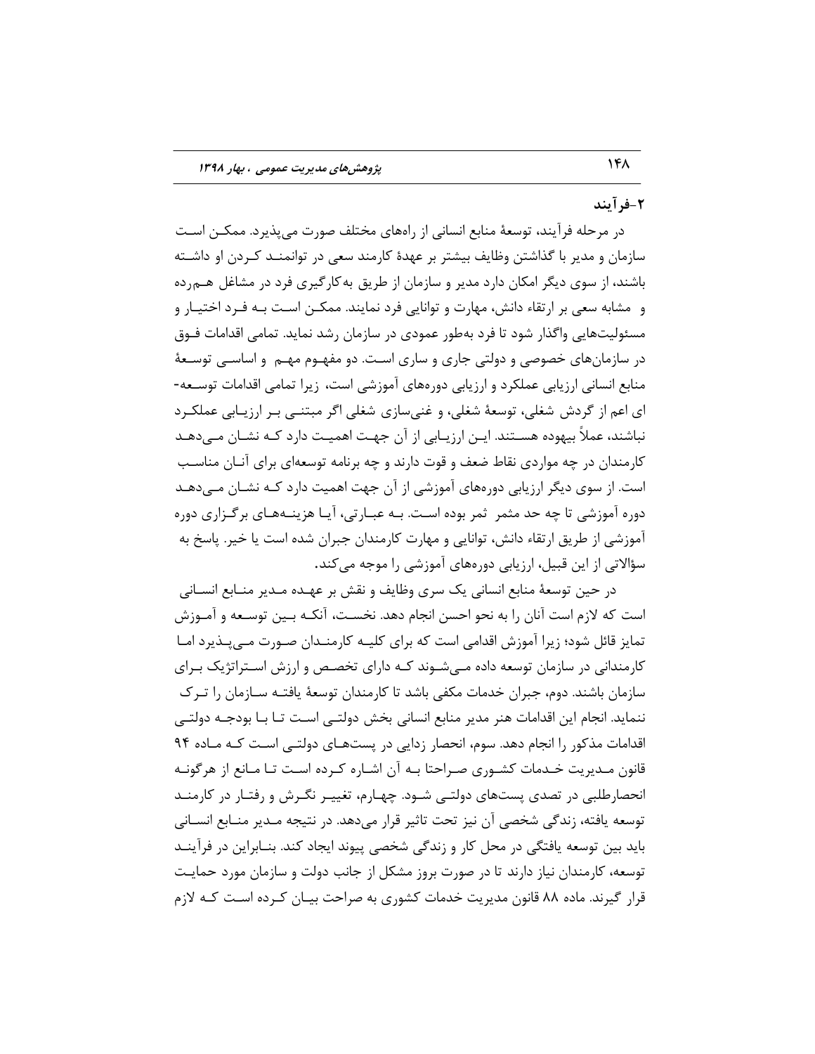### ۲-فرآیند

در مرحله فرآیند، توسعهٔ منابع انسانی از راه‌های مختلف صورت می‌پذیرد. ممکن است سازمان و مدیر با گذاشتن وظایف بیشتر بر عهدهٔ کارمند سعی در توانمند کردن او داشته باشند، از سوی دیگر امکان دارد مدیر و سازمان از طریق به‌کارگیری فرد در مشاغل هم‌رده و مشابه سعی بر ارتقاء دانش، مهارت و توانایی فرد نمایند. ممکن است به فرد اختیار و مسئولیت‌هایی واگذار شود تا فرد به‌طور عمودی در سازمان رشد نماید. تمامی اقدامات فوق در سازمان‌های خصوصی و دولتی جاری و ساری است. دو مفهوم مهم و اساسی توسعهٔ منابع انسانی ارزیابی عملکرد و ارزیابی دوره‌های آموزشی است، زیرا تمامی اقدامات توسعه‌ای اعم از گردش شغلی، توسعهٔ شغلی، و غنی‌سازی شغلی اگر مبتنی بر ارزیابی عملکرد نباشند، عملاً بیهوده هستند. این ارزیابی از آن جهت اهمیت دارد که نشان می‌دهد کارمندان در چه مواردی نقاط ضعف و قوت دارند و چه برنامه توسعه‌ای برای آنان مناسب است. از سوی دیگر ارزیابی دوره‌های آموزشی از آن جهت اهمیت دارد که نشان می‌دهد دوره آموزشی تا چه حد مثمر ثمر بوده است. به عبارتی، آیا هزینه‌های برگزاری دوره آموزشی از طریق ارتقاء دانش، توانایی و مهارت کارمندان جبران شده است یا خیر. پاسخ به سؤالاتی از این قبیل، ارزیابی دوره‌های آموزشی را موجه می‌کند.

در حین توسعهٔ منابع انسانی یک سری وظایف و نقش بر عهده مدیر منابع انسانی است که لازم است آنان را به نحو احسن انجام دهد. نخست، آنکه بین توسعه و آموزش تمایز قائل شود؛ زیرا آموزش اقدامی است که برای کلیه کارمندان صورت می‌پذیرد اما کارمندانی در سازمان توسعه داده می‌شوند که دارای تخصص و ارزش استراتژیک برای سازمان باشند. دوم، جبران خدمات مکفی باشد تا کارمندان توسعهٔ یافته سازمان را ترک ننماید. انجام این اقدامات هنر مدیر منابع انسانی بخش دولتی است تا با بودجه دولتی اقدامات مذکور را انجام دهد. سوم، انحصار زدایی در پست‌های دولتی است که ماده ۹۴ قانون مدیریت خدمات کشوری صراحتا به آن اشاره کرده است تا مانع از هرگونه انحصارطلبی در تصدی پست‌های دولتی شود. چهارم، تغییر نگرش و رفتار در کارمند توسعه یافته، زندگی شخصی آن نیز تحت تاثیر قرار می‌دهد. در نتیجه مدیر منابع انسانی باید بین توسعه یافتگی در محل کار و زندگی شخصی پیوند ایجاد کند. بنابراین در فرآیند توسعه، کارمندان نیاز دارند تا در صورت بروز مشکل از جانب دولت و سازمان مورد حمایت قرار گیرند. ماده ۸۸ قانون مدیریت خدمات کشوری به صراحت بیان کرده است که لازم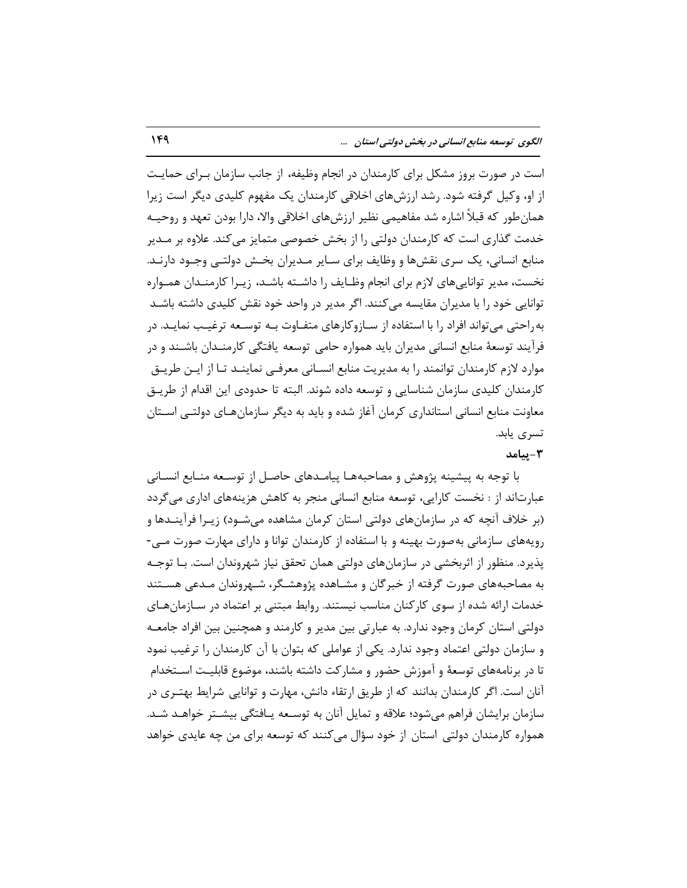است در صورت بروز مشکل برای کارمندان در انجام وظیفه، از جانب سازمان برای حمایت از او، وکیل گرفته شود. رشد ارزش‌های اخلاقی کارمندان یک مفهوم کلیدی دیگر است زیرا همان‌طور که قبلاً اشاره شد مفاهیمی نظیر ارزش‌های اخلاقی والا، دارا بودن تعهد و روحیه خدمت گذاری است که کارمندان دولتی را از بخش خصوصی متمایز می‌کند. علاوه بر مدیر منابع انسانی، یک سری نقش‌ها و وظایف برای سایر مدیران بخش دولتی وجود دارند. نخست، مدیر توانایی‌های لازم برای انجام وظایف را داشته باشد، زیرا کارمندان همواره توانایی خود را با مدیران مقایسه می‌کنند. اگر مدیر در واحد خود نقش کلیدی داشته باشد به‌راحتی می‌تواند افراد را با استفاده از سازوکارهای متفاوت به توسعه ترغیب نماید. در فرآیند توسعهٔ منابع انسانی مدیران باید همواره حامی توسعه یافتگی کارمندان باشند و در موارد لازم کارمندان توانمند را به مدیریت منابع انسانی معرفی نمایند تا از این طریق کارمندان کلیدی سازمان شناسایی و توسعه داده شوند. البته تا حدودی این اقدام از طریق معاونت منابع انسانی استانداری کرمان آغاز شده و باید به دیگر سازمان‌های دولتی استان تسری یابد.

### ۳-پیامد

با توجه به پیشینه پژوهش و مصاحبه‌ها پیامدهای حاصل از توسعه منابع انسانی عبارت‌اند از : نخست کارایی، توسعه منابع انسانی منجر به کاهش هزینه‌های اداری می‌گردد (بر خلاف آنچه که در سازمان‌های دولتی استان کرمان مشاهده می‌شود) زیرا فرآیندها و رویه‌های سازمانی به‌صورت بهینه و با استفاده از کارمندان توانا و دارای مهارت صورت می‌پذیرد. منظور از اثربخشی در سازمان‌های دولتی همان تحقق نیاز شهروندان است. با توجه به مصاحبه‌های صورت گرفته از خبرگان و مشاهده پژوهشگر، شهروندان مدعی هستند خدمات ارائه شده از سوی کارکنان مناسب نیستند. روابط مبتنی بر اعتماد در سازمان‌های دولتی استان کرمان وجود ندارد. به عبارتی بین مدیر و کارمند و همچنین بین افراد جامعه و سازمان دولتی اعتماد وجود ندارد. یکی از عواملی که بتوان با آن کارمندان را ترغیب نمود تا در برنامه‌های توسعهٔ و آموزش حضور و مشارکت داشته باشند، موضوع قابلیت استخدام آنان است. اگر کارمندان بدانند که از طریق ارتقاء دانش، مهارت و توانایی شرایط بهتری در سازمان برایشان فراهم می‌شود؛ علاقه و تمایل آنان به توسعه یافتگی بیشتر خواهد شد. همواره کارمندان دولتی استان از خود سؤال می‌کنند که توسعه برای من چه عایدی خواهد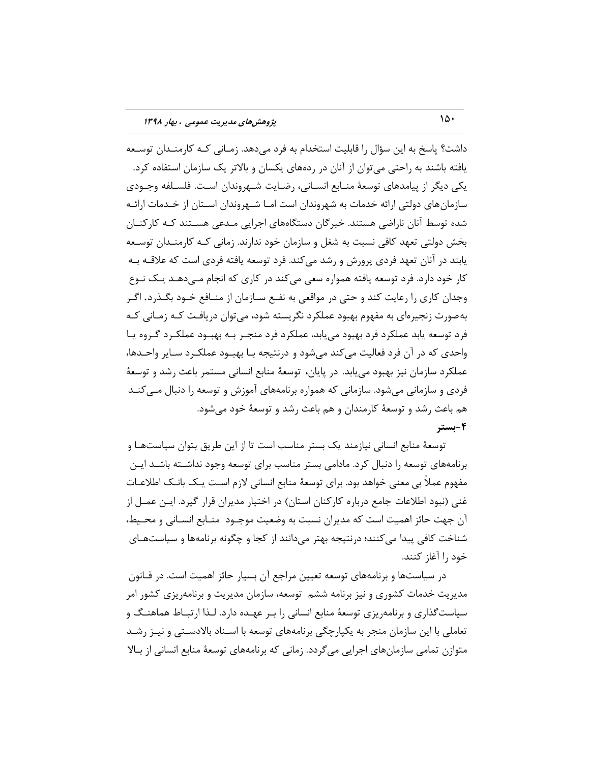داشت؟ پاسخ به این سؤال را قابلیت استخدام به فرد می‌دهد. زمانی که کارمندان توسعه یافته باشند به راحتی می‌توان از آنان در رده‌های یکسان و بالاتر یک سازمان استفاده کرد. یکی دیگر از پیامدهای توسعهٔ منابع انسانی، رضایت شهروندان است. فلسفه وجودی سازمان‌های دولتی ارائه خدمات به شهروندان است اما شهروندان استان از خدمات ارائه شده توسط آنان ناراضی هستند. خبرگان دستگاه‌های اجرایی مدعی هستند که کارکنان بخش دولتی تعهد کافی نسبت به شغل و سازمان خود ندارند. زمانی که کارمندان توسعه یابند در آنان تعهد فردی پرورش و رشد می‌کند. فرد توسعه یافته فردی است که علاقه به کار خود دارد. فرد توسعه یافته همواره سعی می‌کند در کاری که انجام می‌دهد یک نوع وجدان کاری را رعایت کند و حتی در مواقعی به نفع سازمان از منافع خود بگذرد. اگر به‌صورت زنجیره‌ای به مفهوم بهبود عملکرد نگریسته شود، می‌توان دریافت که زمانی که فرد توسعه یابد عملکرد فرد بهبود می‌یابد، عملکرد فرد منجر به بهبود عملکرد گروه یا واحدی که در آن فرد فعالیت می‌کند می‌شود و درنتیجه با بهبود عملکرد سایر واحدها، عملکرد سازمان نیز بهبود می‌یابد. در پایان، توسعهٔ منابع انسانی مستمر باعث رشد و توسعهٔ فردی و سازمانی می‌شود. سازمانی که همواره برنامه‌های آموزش و توسعه را دنبال می‌کند هم باعث رشد و توسعهٔ کارمندان و هم باعث رشد و توسعهٔ خود می‌شود.

**۴-بستر**

توسعهٔ منابع انسانی نیازمند یک بستر مناسب است تا از این طریق بتوان سیاست‌ها و برنامه‌های توسعه را دنبال کرد. مادامی بستر مناسب برای توسعه وجود نداشته باشد این مفهوم عملاً بی معنی خواهد بود. برای توسعهٔ منابع انسانی لازم است یک بانک اطلاعات غنی (نبود اطلاعات جامع درباره کارکنان استان) در اختیار مدیران قرار گیرد. این عمل از آن جهت حائز اهمیت است که مدیران نسبت به وضعیت موجود منابع انسانی و محیط، شناخت کافی پیدا می‌کنند؛ درنتیجه بهتر می‌دانند از کجا و چگونه برنامه‌ها و سیاست‌های خود را آغاز کنند.

در سیاست‌ها و برنامه‌های توسعه تعیین مراجع آن بسیار حائز اهمیت است. در قانون مدیریت خدمات کشوری و نیز برنامه ششم توسعه، سازمان مدیریت و برنامه‌ریزی کشور امر سیاست‌گذاری و برنامه‌ریزی توسعهٔ منابع انسانی را بر عهده دارد. لذا ارتباط هماهنگ و تعاملی با این سازمان منجر به یکپارچگی برنامه‌های توسعه با اسناد بالادستی و نیز رشد متوازن تمامی سازمان‌های اجرایی می‌گردد. زمانی که برنامه‌های توسعهٔ منابع انسانی از بالا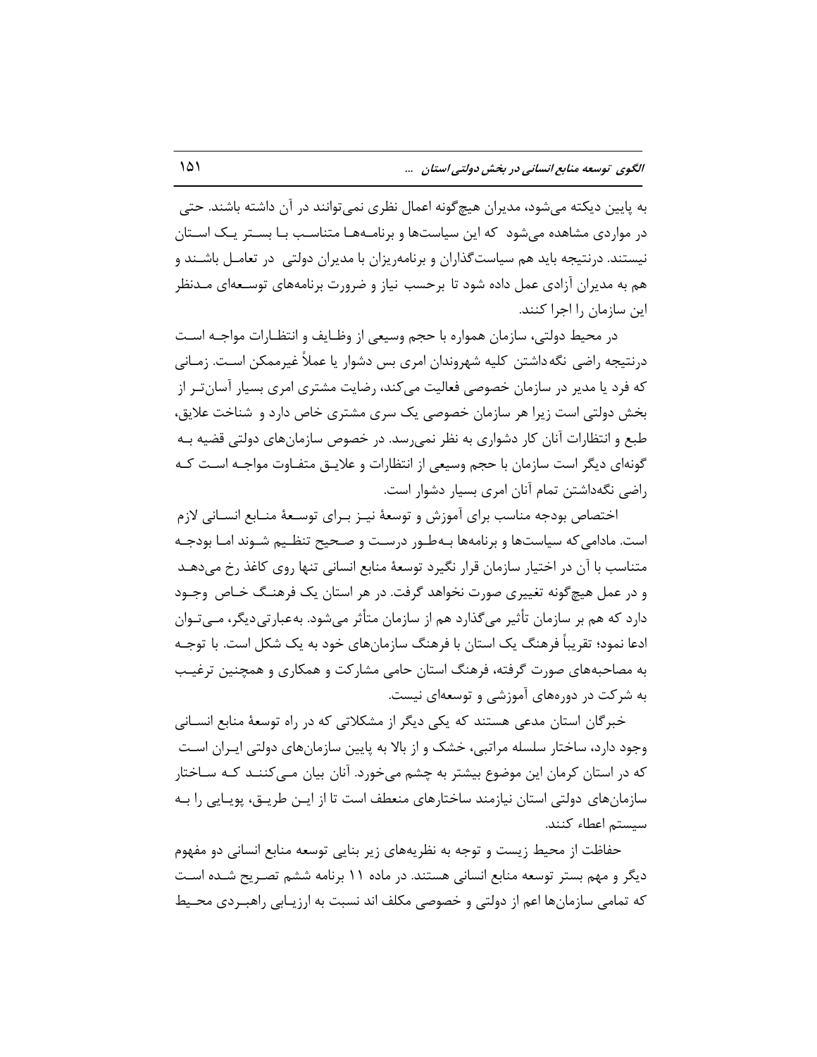به پایین دیکته می‌شود، مدیران هیچ‌گونه اعمال نظری نمی‌توانند در آن داشته باشند. حتی در مواردی مشاهده می‌شود که این سیاست‌ها و برنامه‌ها متناسب با بستر یک استان نیستند. درنتیجه باید هم سیاست‌گذاران و برنامه‌ریزان با مدیران دولتی در تعامل باشند و هم به مدیران آزادی عمل داده شود تا برحسب نیاز و ضرورت برنامه‌های توسعه‌ای مدنظر این سازمان را اجرا کنند.

در محیط دولتی، سازمان همواره با حجم وسیعی از وظایف و انتظارات مواجه است درنتیجه راضی نگه‌داشتن کلیه شهروندان امری بس دشوار یا عملاً غیرممکن است. زمانی که فرد یا مدیر در سازمان خصوصی فعالیت می‌کند، رضایت مشتری امری بسیار آسان‌تر از بخش دولتی است زیرا هر سازمان خصوصی یک سری مشتری خاص دارد و شناخت علایق، طبع و انتظارات آنان کار دشواری به نظر نمی‌رسد. در خصوص سازمان‌های دولتی قضیه به گونه‌ای دیگر است سازمان با حجم وسیعی از انتظارات و علایق متفاوت مواجه است که راضی نگه‌داشتن تمام آنان امری بسیار دشوار است.

اختصاص بودجه مناسب برای آموزش و توسعهٔ نیز برای توسعهٔ منابع انسانی لازم است. مادامی‌که سیاست‌ها و برنامه‌ها به‌طور درست و صحیح تنظیم شوند اما بودجه متناسب با آن در اختیار سازمان قرار نگیرد توسعهٔ منابع انسانی تنها روی کاغذ رخ می‌دهد و در عمل هیچ‌گونه تغییری صورت نخواهد گرفت. در هر استان یک فرهنگ خاص وجود دارد که هم بر سازمان تأثیر می‌گذارد هم از سازمان متأثر می‌شود. به‌عبارتی‌دیگر، می‌توان ادعا نمود؛ تقریباً فرهنگ یک استان با فرهنگ سازمان‌های خود به یک شکل است. با توجه به مصاحبه‌های صورت گرفته، فرهنگ استان حامی مشارکت و همکاری و همچنین ترغیب به شرکت در دوره‌های آموزشی و توسعه‌ای نیست.

خبرگان استان مدعی هستند که یکی دیگر از مشکلاتی که در راه توسعهٔ منابع انسانی وجود دارد، ساختار سلسله مراتبی، خشک و از بالا به پایین سازمان‌های دولتی ایران است که در استان کرمان این موضوع بیشتر به چشم می‌خورد. آنان بیان می‌کنند که ساختار سازمان‌های دولتی استان نیازمند ساختارهای منعطف است تا از این طریق، پویایی را به سیستم اعطاء کنند.

حفاظت از محیط زیست و توجه به نظریه‌های زیر بنایی توسعه منابع انسانی دو مفهوم دیگر و مهم بستر توسعه منابع انسانی هستند. در ماده ۱۱ برنامه ششم تصریح شده است که تمامی سازمان‌ها اعم از دولتی و خصوصی مکلف اند نسبت به ارزیابی راهبردی محیط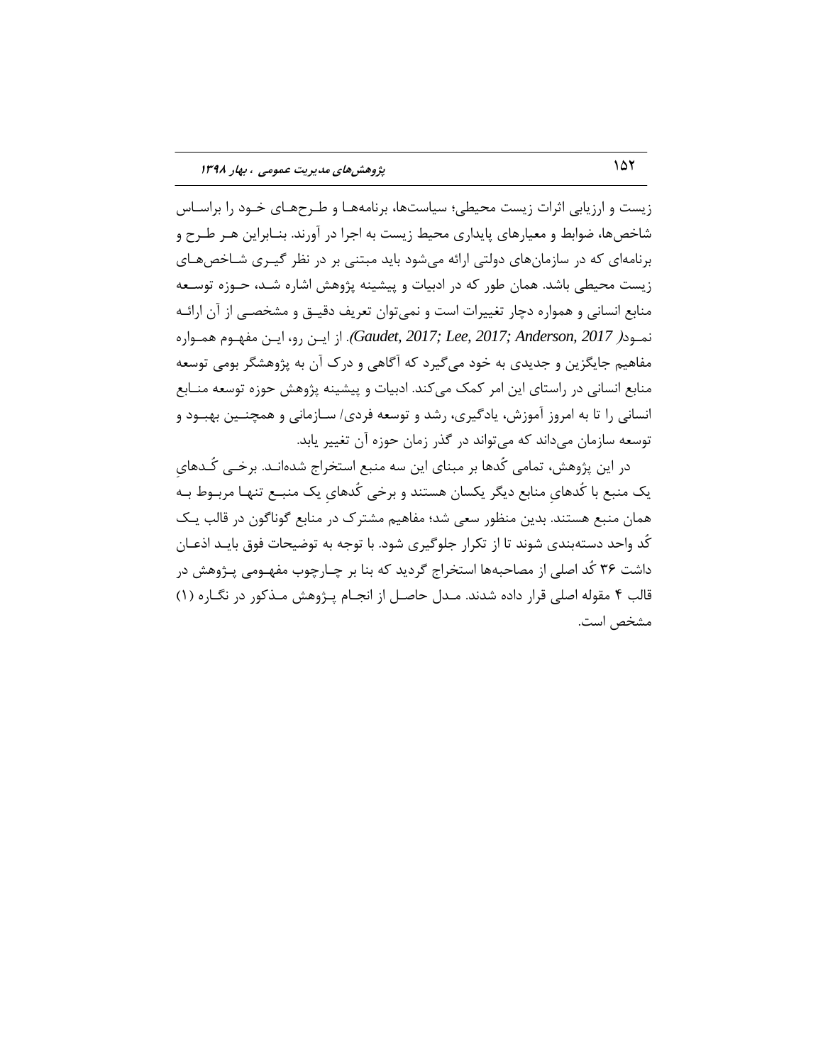زیست و ارزیابی اثرات زیست محیطی؛ سیاست‌ها، برنامه‌ها و طرح‌های خود را براساس شاخص‌ها، ضوابط و معیارهای پایداری محیط زیست به اجرا در آورند. بنابراین هر طرح و برنامه‌ای که در سازمان‌های دولتی ارائه می‌شود باید مبتنی بر در نظر گیری شاخص‌های زیست محیطی باشد. همان طور که در ادبیات و پیشینه پژوهش اشاره شد، حوزه توسعه منابع انسانی و همواره دچار تغییرات است و نمی‌توان تعریف دقیق و مشخصی از آن ارائه نمود( Gaudet, 2017; Lee, 2017; Anderson, 2017). از این رو، این مفهوم همواره مفاهیم جایگزین و جدیدی به خود می‌گیرد که آگاهی و درک آن به پژوهشگر بومی توسعه منابع انسانی در راستای این امر کمک می‌کند. ادبیات و پیشینه پژوهش حوزه توسعه منابع انسانی را تا به امروز آموزش، یادگیری، رشد و توسعه فردی/ سازمانی و همچنین بهبود و توسعه سازمان می‌داند که می‌تواند در گذر زمان حوزه آن تغییر یابد.

در این پژوهش، تمامی کُدها بر مبنای این سه منبع استخراج شده‌اند. برخی کُدهایِ یک منبع با کُدهایِ منابع دیگر یکسان هستند و برخی کُدهایِ یک منبع تنها مربوط به همان منبع هستند. بدین منظور سعی شد؛ مفاهیم مشترک در منابع گوناگون در قالب یک کُد واحد دسته‌بندی شوند تا از تکرار جلوگیری شود. با توجه به توضیحات فوق باید اذعان داشت ۳۶ کُد اصلی از مصاحبه‌ها استخراج گردید که بنا بر چارچوب مفهومی پژوهش در قالب ۴ مقوله اصلی قرار داده شدند. مدل حاصل از انجام پژوهش مذکور در نگاره (۱) مشخص است.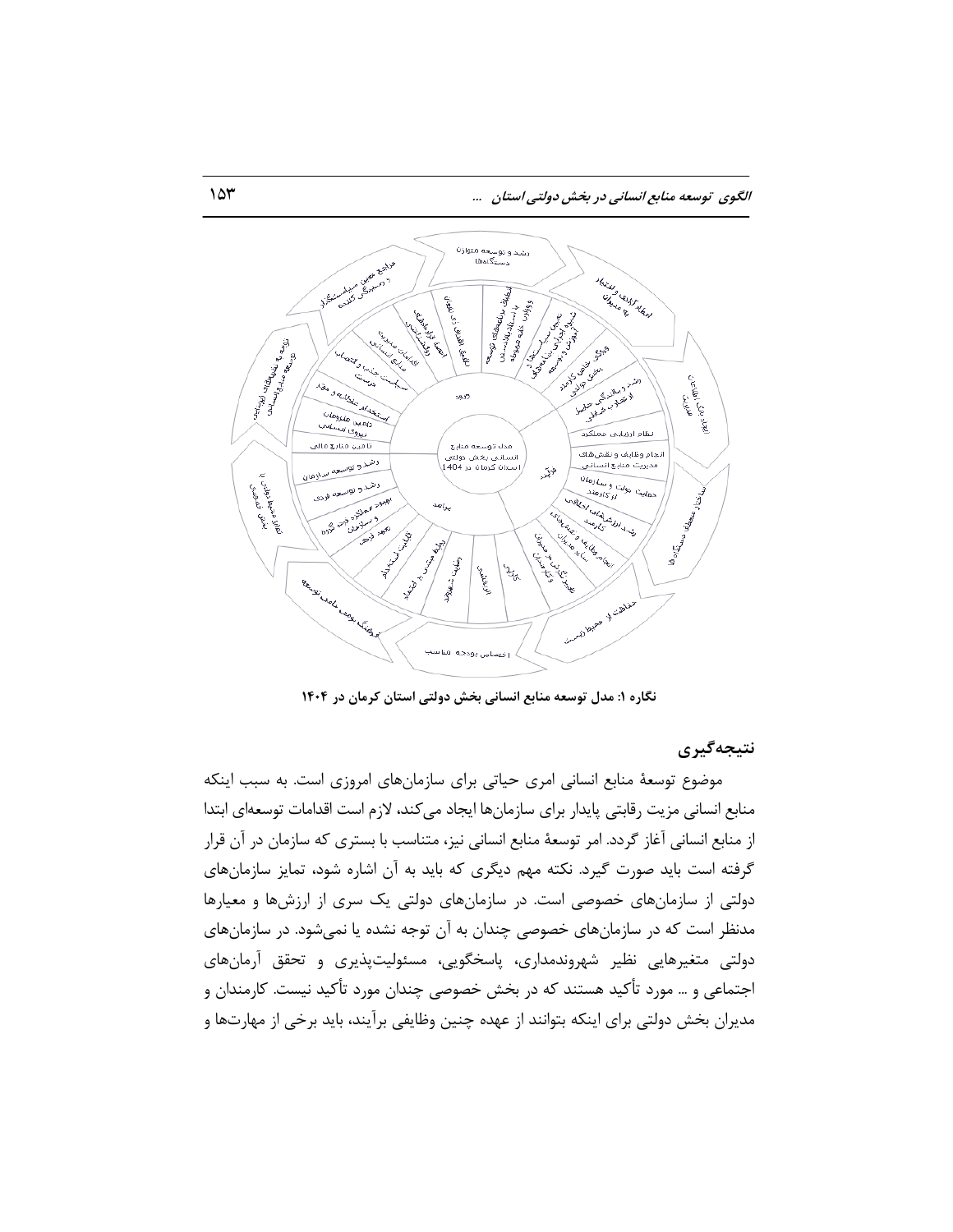نگاره ۱: مدل توسعه منابع انسانی بخش دولتی استان کرمان در ۱۴۰۴

## نتیجه‌گیری

موضوع توسعهٔ منابع انسانی امری حیاتی برای سازمان‌های امروزی است. به سبب اینکه منابع انسانی مزیت رقابتی پایدار برای سازمان‌ها ایجاد می‌کند، لازم است اقدامات توسعه‌ای ابتدا از منابع انسانی آغاز گردد. امر توسعهٔ منابع انسانی نیز، متناسب با بستری که سازمان در آن قرار گرفته است باید صورت گیرد. نکته مهم دیگری که باید به آن اشاره شود، تمایز سازمان‌های دولتی از سازمان‌های خصوصی است. در سازمان‌های دولتی یک سری از ارزش‌ها و معیارها مدنظر است که در سازمان‌های خصوصی چندان به آن توجه نشده یا نمی‌شود. در سازمان‌های دولتی متغیرهایی نظیر شهروندمداری، پاسخگویی، مسئولیت‌پذیری و تحقق آرمان‌های اجتماعی و ... مورد تأکید هستند که در بخش خصوصی چندان مورد تأکید نیست. کارمندان و مدیران بخش دولتی برای اینکه بتوانند از عهده چنین وظایفی برآیند، باید برخی از مهارت‌ها و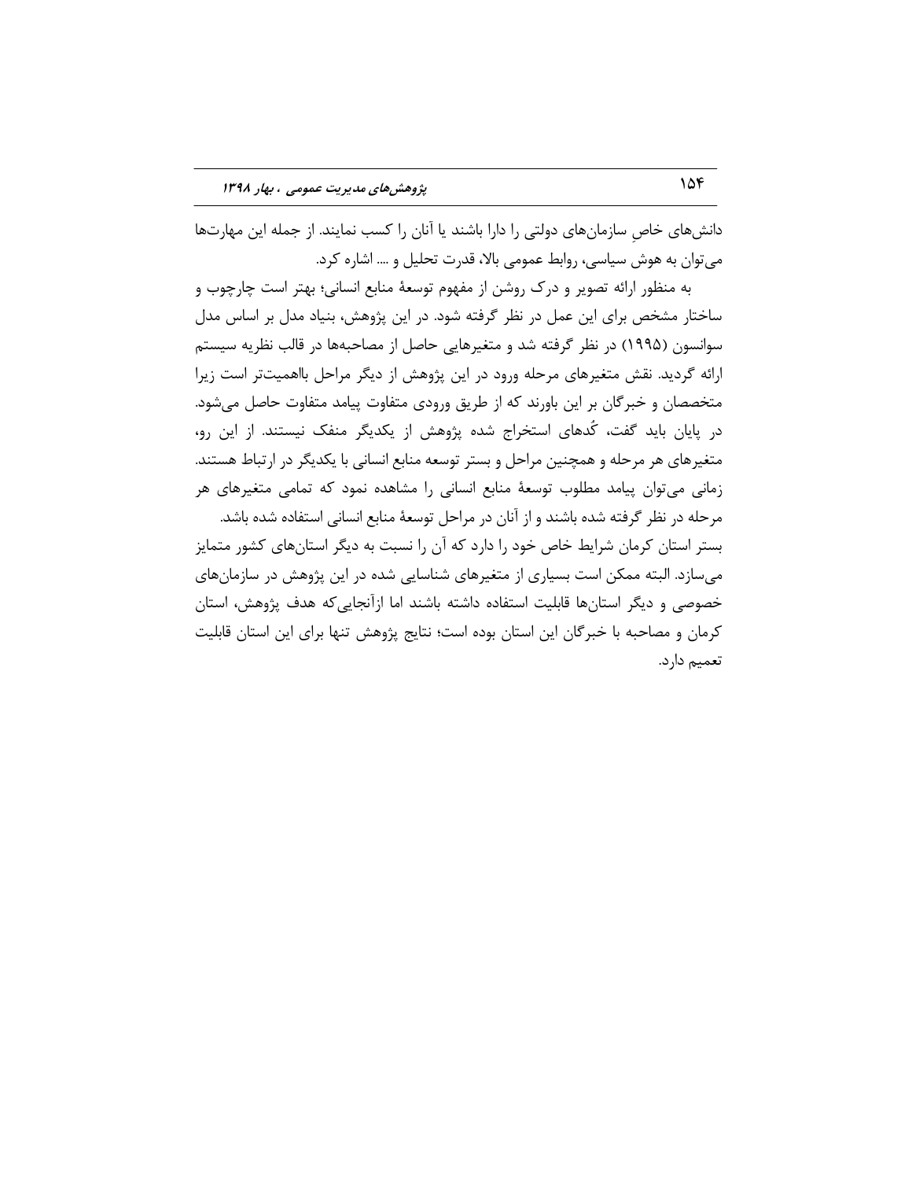دانش‌های خاصِ سازمان‌های دولتی را دارا باشند یا آنان را کسب نمایند. از جمله این مهارت‌ها می‌توان به هوش سیاسی، روابط عمومی بالا، قدرت تحلیل و .... اشاره کرد.

به منظور ارائه تصویر و درک روشن از مفهوم توسعهٔ منابع انسانی؛ بهتر است چارچوب و ساختار مشخص برای این عمل در نظر گرفته شود. در این پژوهش، بنیاد مدل بر اساس مدل سوانسون (۱۹۹۵) در نظر گرفته شد و متغیرهایی حاصل از مصاحبه‌ها در قالب نظریه سیستم ارائه گردید. نقش متغیرهای مرحله ورود در این پژوهش از دیگر مراحل بااهمیت‌تر است زیرا متخصصان و خبرگان بر این باورند که از طریق ورودی متفاوت پیامد متفاوت حاصل می‌شود. در پایان باید گفت، کُدهای استخراج شده پژوهش از یکدیگر منفک نیستند. از این رو، متغیرهای هر مرحله و همچنین مراحل و بستر توسعه منابع انسانی با یکدیگر در ارتباط هستند. زمانی می‌توان پیامد مطلوب توسعهٔ منابع انسانی را مشاهده نمود که تمامی متغیرهای هر مرحله در نظر گرفته شده باشند و از آنان در مراحل توسعهٔ منابع انسانی استفاده شده باشد.

بستر استان کرمان شرایط خاص خود را دارد که آن را نسبت به دیگر استان‌های کشور متمایز می‌سازد. البته ممکن است بسیاری از متغیرهای شناسایی شده در این پژوهش در سازمان‌های خصوصی و دیگر استان‌ها قابلیت استفاده داشته باشند اما ازآنجایی‌که هدف پژوهش، استان کرمان و مصاحبه با خبرگان این استان بوده است؛ نتایج پژوهش تنها برای این استان قابلیت تعمیم دارد.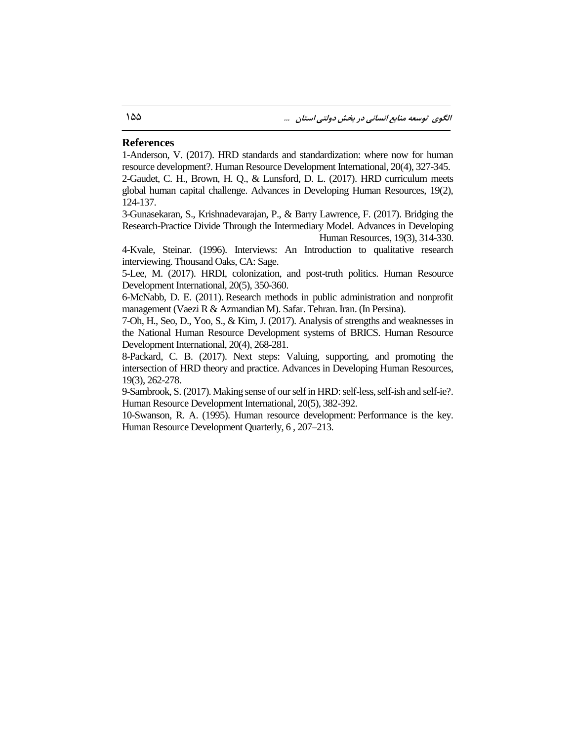## References

1-Anderson, V. (2017). HRD standards and standardization: where now for human resource development?. Human Resource Development International, 20(4), 327-345.

2-Gaudet, C. H., Brown, H. Q., & Lunsford, D. L. (2017). HRD curriculum meets global human capital challenge. Advances in Developing Human Resources, 19(2), 124-137.

3-Gunasekaran, S., Krishnadevarajan, P., & Barry Lawrence, F. (2017). Bridging the Research-Practice Divide Through the Intermediary Model. Advances in Developing Human Resources, 19(3), 314-330.

4-Kvale, Steinar. (1996). Interviews: An Introduction to qualitative research interviewing. Thousand Oaks, CA: Sage.

5-Lee, M. (2017). HRDI, colonization, and post-truth politics. Human Resource Development International, 20(5), 350-360.

6-McNabb, D. E. (2011). Research methods in public administration and nonprofit management (Vaezi R & Azmandian M). Safar. Tehran. Iran. (In Persina).

7-Oh, H., Seo, D., Yoo, S., & Kim, J. (2017). Analysis of strengths and weaknesses in the National Human Resource Development systems of BRICS. Human Resource Development International, 20(4), 268-281.

8-Packard, C. B. (2017). Next steps: Valuing, supporting, and promoting the intersection of HRD theory and practice. Advances in Developing Human Resources, 19(3), 262-278.

9-Sambrook, S. (2017). Making sense of our self in HRD: self-less, self-ish and self-ie?. Human Resource Development International, 20(5), 382-392.

10-Swanson, R. A. (1995). Human resource development: Performance is the key. Human Resource Development Quarterly, 6 , 207–213.